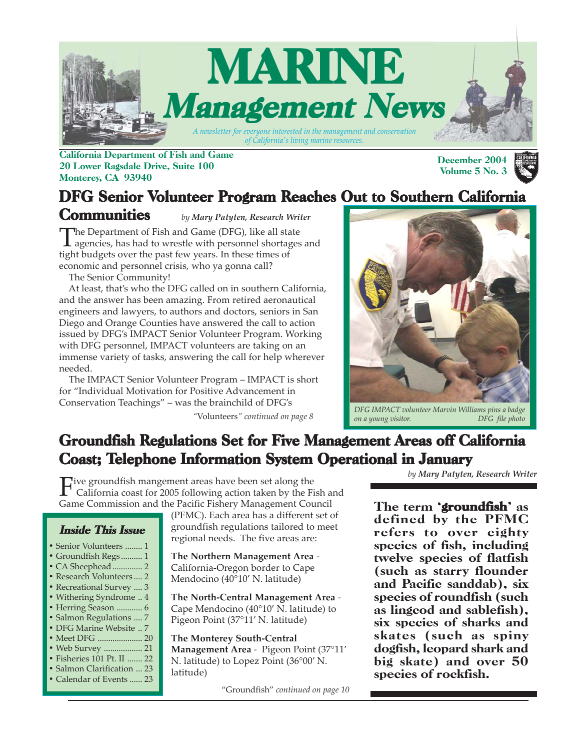# MARINE Management News

*A newsletter for everyone interested in the management and conservation of California's living marine resources.*

**California Department of Fish and Game**
**20 Lower Ragsdale Drive, Suite 100**
**Monterey, CA 93940**

**December 2004**
**Volume 5 No. 3**

## DFG Senior Volunteer Program Reaches Out to Southern California Communities

*by Mary Patyten, Research Writer*

The Department of Fish and Game (DFG), like all state agencies, has had to wrestle with personnel shortages and tight budgets over the past few years. In these times of economic and personnel crisis, who ya gonna call?

The Senior Community!

At least, that's who the DFG called on in southern California, and the answer has been amazing. From retired aeronautical engineers and lawyers, to authors and doctors, seniors in San Diego and Orange Counties have answered the call to action issued by DFG's IMPACT Senior Volunteer Program. Working with DFG personnel, IMPACT volunteers are taking on an immense variety of tasks, answering the call for help wherever needed.

The IMPACT Senior Volunteer Program – IMPACT is short for "Individual Motivation for Positive Advancement in Conservation Teachings" – was the brainchild of DFG's

*"*Volunteers*" continued on page 8*

*DFG IMPACT volunteer Marvin Williams pins a badge on a young visitor. DFG file photo*

## Groundfish Regulations Set for Five Management Areas off California Coast; Telephone Information System Operational in January

*by Mary Patyten, Research Writer*

Five groundfish mangement areas have been set along the California coast for 2005 following action taken by the Fish and Game Commission and the Pacific Fishery Management Council (PFMC). Each area has a different set of groundfish regulations tailored to meet regional needs. The five areas are:

**The Northern Management Area** - California-Oregon border to Cape Mendocino (40°10′ N. latitude)

**The North-Central Management Area** - Cape Mendocino (40°10′ N. latitude) to Pigeon Point (37°11′ N. latitude)

**The Monterey South-Central Management Area** - Pigeon Point (37°11′ N. latitude) to Lopez Point (36°00′ N. latitude)

"Groundfish" *continued on page 10*

**The term 'groundfish' as defined by the PFMC refers to over eighty species of fish, including twelve species of flatfish (such as starry flounder and Pacific sanddab), six species of roundfish (such as lingcod and sablefish), six species of sharks and skates (such as spiny dogfish, leopard shark and big skate) and over 50 species of rockfish.**

### Inside This Issue

- Senior Volunteers ........ 1
- Groundfish Regs .......... 1
- CA Sheephead .............. 2
- Research Volunteers .... 2
- Recreational Survey .... 3
- Withering Syndrome .. 4
- Herring Season ............ 6
- Salmon Regulations .... 7
- DFG Marine Website .. 7
- Meet DFG ..................... 20
- Web Survey .................. 21
- Fisheries 101 Pt. II ....... 22
- Salmon Clarification ... 23
- Calendar of Events ...... 23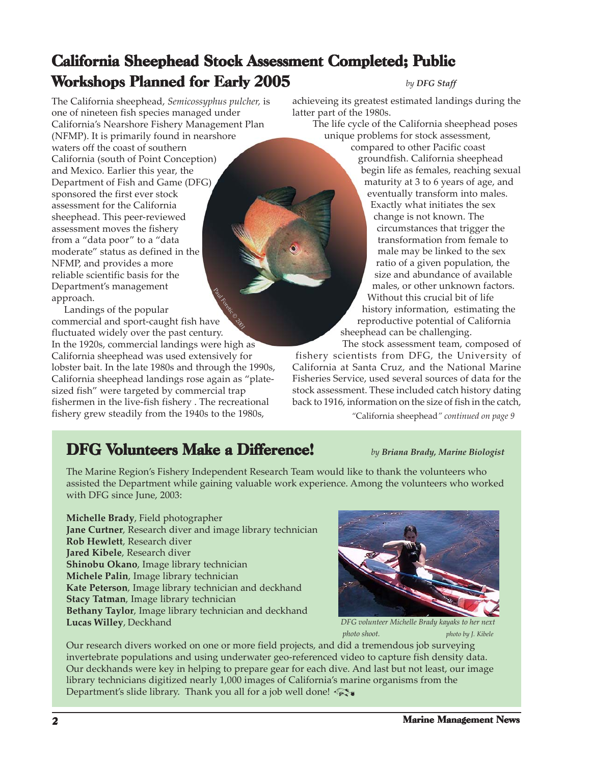## California Sheephead Stock Assessment Completed; Public Workshops Planned for Early 2005

*by **DFG Staff***

The California sheephead, *Semicossyphus pulcher,* is one of nineteen fish species managed under California's Nearshore Fishery Management Plan (NFMP). It is primarily found in nearshore waters off the coast of southern California (south of Point Conception) and Mexico. Earlier this year, the Department of Fish and Game (DFG) sponsored the first ever stock assessment for the California sheephead. This peer-reviewed assessment moves the fishery from a "data poor" to a "data moderate" status as defined in the NFMP, and provides a more reliable scientific basis for the Department's management approach.

Landings of the popular commercial and sport-caught fish have fluctuated widely over the past century. In the 1920s, commercial landings were high as California sheephead was used extensively for lobster bait. In the late 1980s and through the 1990s, California sheephead landings rose again as "plate-sized fish" were targeted by commercial trap fishermen in the live-fish fishery . The recreational fishery grew steadily from the 1940s to the 1980s, achieveing its greatest estimated landings during the latter part of the 1980s.

The life cycle of the California sheephead poses unique problems for stock assessment, compared to other Pacific coast groundfish. California sheephead begin life as females, reaching sexual maturity at 3 to 6 years of age, and eventually transform into males. Exactly what initiates the sex change is not known. The circumstances that trigger the transformation from female to male may be linked to the sex ratio of a given population, the size and abundance of available males, or other unknown factors. Without this crucial bit of life history information, estimating the reproductive potential of California sheephead can be challenging.

The stock assessment team, composed of fishery scientists from DFG, the University of California at Santa Cruz, and the National Marine Fisheries Service, used several sources of data for the stock assessment. These included catch history dating back to 1916, information on the size of fish in the catch,

"California sheephead*" continued on page 9*

## DFG Volunteers Make a Difference!

*by **Briana Brady, Marine Biologist***

The Marine Region's Fishery Independent Research Team would like to thank the volunteers who assisted the Department while gaining valuable work experience. Among the volunteers who worked with DFG since June, 2003:

**Michelle Brady**, Field photographer
**Jane Curtner**, Research diver and image library technician
**Rob Hewlett**, Research diver
**Jared Kibele**, Research diver
**Shinobu Okano**, Image library technician
**Michele Palin**, Image library technician
**Kate Peterson**, Image library technician and deckhand
**Stacy Tatman**, Image library technician
**Bethany Taylor**, Image library technician and deckhand
**Lucas Willey**, Deckhand

*DFG volunteer Michelle Brady kayaks to her next photo shoot.* *photo by J. Kibele*

Our research divers worked on one or more field projects, and did a tremendous job surveying invertebrate populations and using underwater geo-referenced video to capture fish density data. Our deckhands were key in helping to prepare gear for each dive. And last but not least, our image library technicians digitized nearly 1,000 images of California's marine organisms from the Department's slide library. Thank you all for a job well done!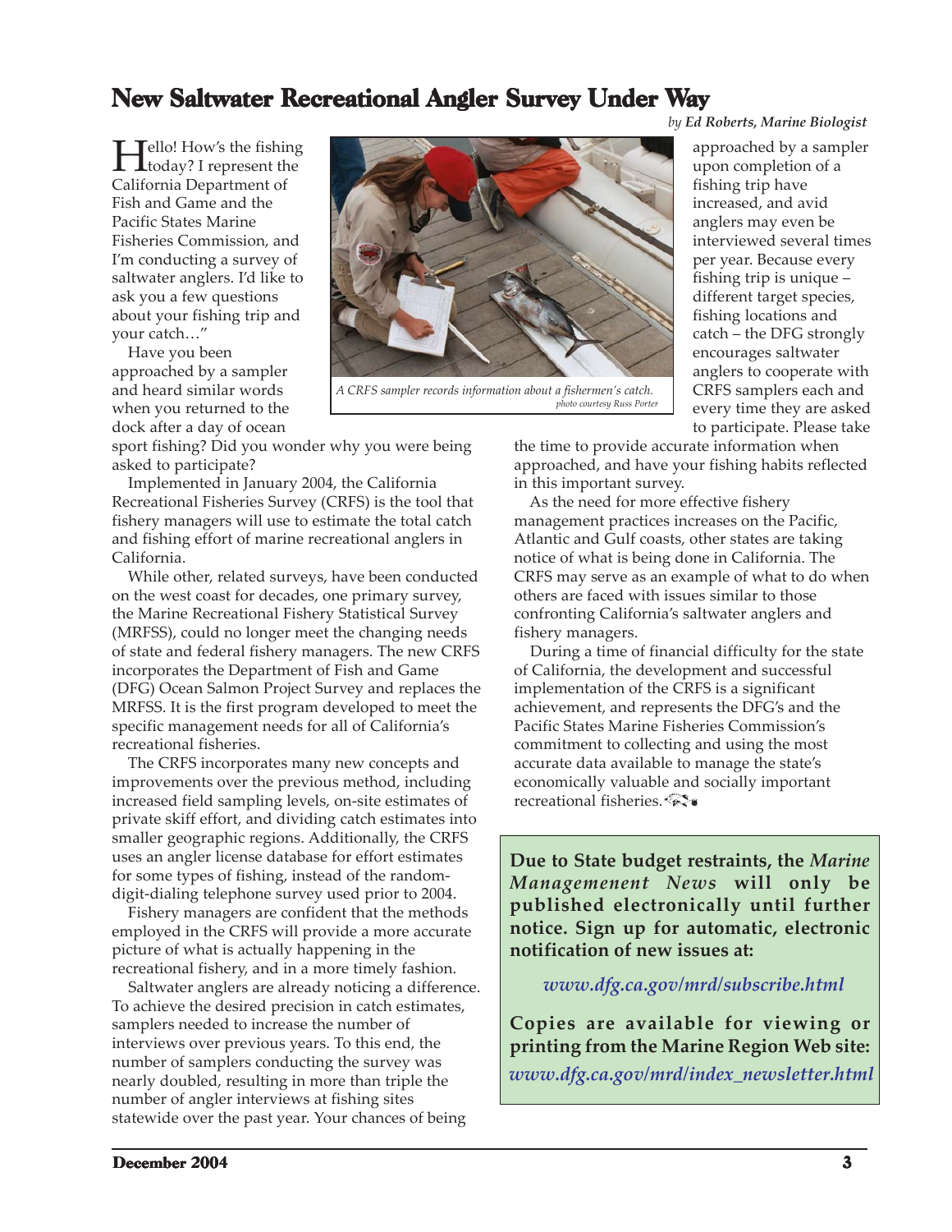# New Saltwater Recreational Angler Survey Under Way

*by **Ed Roberts, Marine Biologist***

Hello! How's the fishing today? I represent the California Department of Fish and Game and the Pacific States Marine Fisheries Commission, and I'm conducting a survey of saltwater anglers. I'd like to ask you a few questions about your fishing trip and your catch…"

Have you been approached by a sampler and heard similar words when you returned to the dock after a day of ocean sport fishing? Did you wonder why you were being asked to participate?

*A CRFS sampler records information about a fishermen's catch.*
*photo courtesy Russ Porter*

Implemented in January 2004, the California Recreational Fisheries Survey (CRFS) is the tool that fishery managers will use to estimate the total catch and fishing effort of marine recreational anglers in California.

While other, related surveys, have been conducted on the west coast for decades, one primary survey, the Marine Recreational Fishery Statistical Survey (MRFSS), could no longer meet the changing needs of state and federal fishery managers. The new CRFS incorporates the Department of Fish and Game (DFG) Ocean Salmon Project Survey and replaces the MRFSS. It is the first program developed to meet the specific management needs for all of California's recreational fisheries.

The CRFS incorporates many new concepts and improvements over the previous method, including increased field sampling levels, on-site estimates of private skiff effort, and dividing catch estimates into smaller geographic regions. Additionally, the CRFS uses an angler license database for effort estimates for some types of fishing, instead of the random-digit-dialing telephone survey used prior to 2004.

Fishery managers are confident that the methods employed in the CRFS will provide a more accurate picture of what is actually happening in the recreational fishery, and in a more timely fashion.

Saltwater anglers are already noticing a difference. To achieve the desired precision in catch estimates, samplers needed to increase the number of interviews over previous years. To this end, the number of samplers conducting the survey was nearly doubled, resulting in more than triple the number of angler interviews at fishing sites statewide over the past year. Your chances of being approached by a sampler upon completion of a fishing trip have increased, and avid anglers may even be interviewed several times per year. Because every fishing trip is unique – different target species, fishing locations and catch – the DFG strongly encourages saltwater anglers to cooperate with CRFS samplers each and every time they are asked to participate. Please take the time to provide accurate information when approached, and have your fishing habits reflected in this important survey.

As the need for more effective fishery management practices increases on the Pacific, Atlantic and Gulf coasts, other states are taking notice of what is being done in California. The CRFS may serve as an example of what to do when others are faced with issues similar to those confronting California's saltwater anglers and fishery managers.

During a time of financial difficulty for the state of California, the development and successful implementation of the CRFS is a significant achievement, and represents the DFG's and the Pacific States Marine Fisheries Commission's commitment to collecting and using the most accurate data available to manage the state's economically valuable and socially important recreational fisheries.

---

**Due to State budget restraints, the *Marine Managemement News* will only be published electronically until further notice. Sign up for automatic, electronic notification of new issues at:**

***www.dfg.ca.gov/mrd/subscribe.html***

**Copies are available for viewing or printing from the Marine Region Web site:**
***www.dfg.ca.gov/mrd/index_newsletter.html***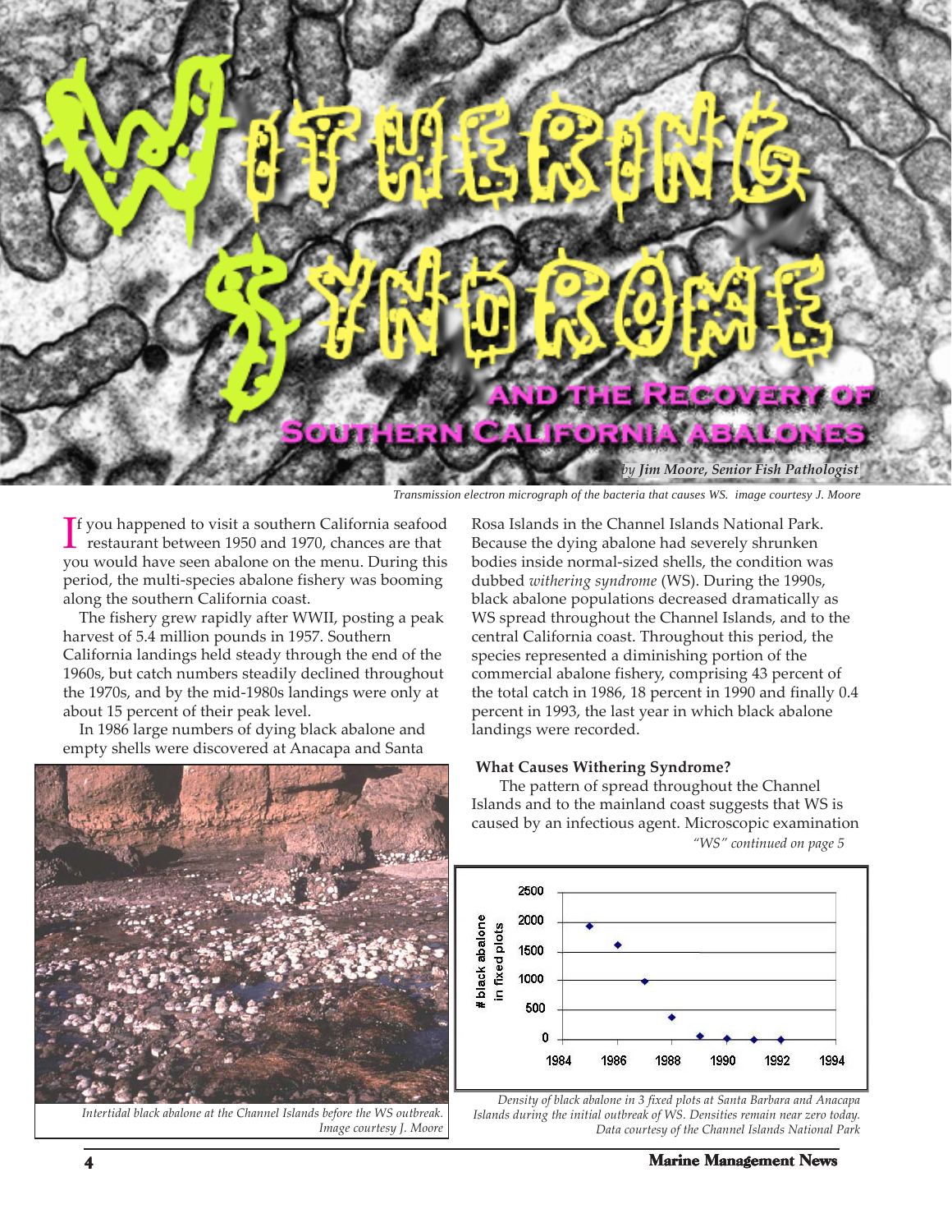# Withering Syndrome

## and the Recovery of Southern California Abalones

*by Jim Moore, Senior Fish Pathologist*

*Transmission electron micrograph of the bacteria that causes WS. image courtesy J. Moore*

If you happened to visit a southern California seafood restaurant between 1950 and 1970, chances are that you would have seen abalone on the menu. During this period, the multi-species abalone fishery was booming along the southern California coast.

The fishery grew rapidly after WWII, posting a peak harvest of 5.4 million pounds in 1957. Southern California landings held steady through the end of the 1960s, but catch numbers steadily declined throughout the 1970s, and by the mid-1980s landings were only at about 15 percent of their peak level.

In 1986 large numbers of dying black abalone and empty shells were discovered at Anacapa and Santa Rosa Islands in the Channel Islands National Park. Because the dying abalone had severely shrunken bodies inside normal-sized shells, the condition was dubbed *withering syndrome* (WS). During the 1990s, black abalone populations decreased dramatically as WS spread throughout the Channel Islands, and to the central California coast. Throughout this period, the species represented a diminishing portion of the commercial abalone fishery, comprising 43 percent of the total catch in 1986, 18 percent in 1990 and finally 0.4 percent in 1993, the last year in which black abalone landings were recorded.

*Intertidal black abalone at the Channel Islands before the WS outbreak. Image courtesy J. Moore*

### What Causes Withering Syndrome?

The pattern of spread throughout the Channel Islands and to the mainland coast suggests that WS is caused by an infectious agent. Microscopic examination

*"WS" continued on page 5*

*Density of black abalone in 3 fixed plots at Santa Barbara and Anacapa Islands during the initial outbreak of WS. Densities remain near zero today. Data courtesy of the Channel Islands National Park*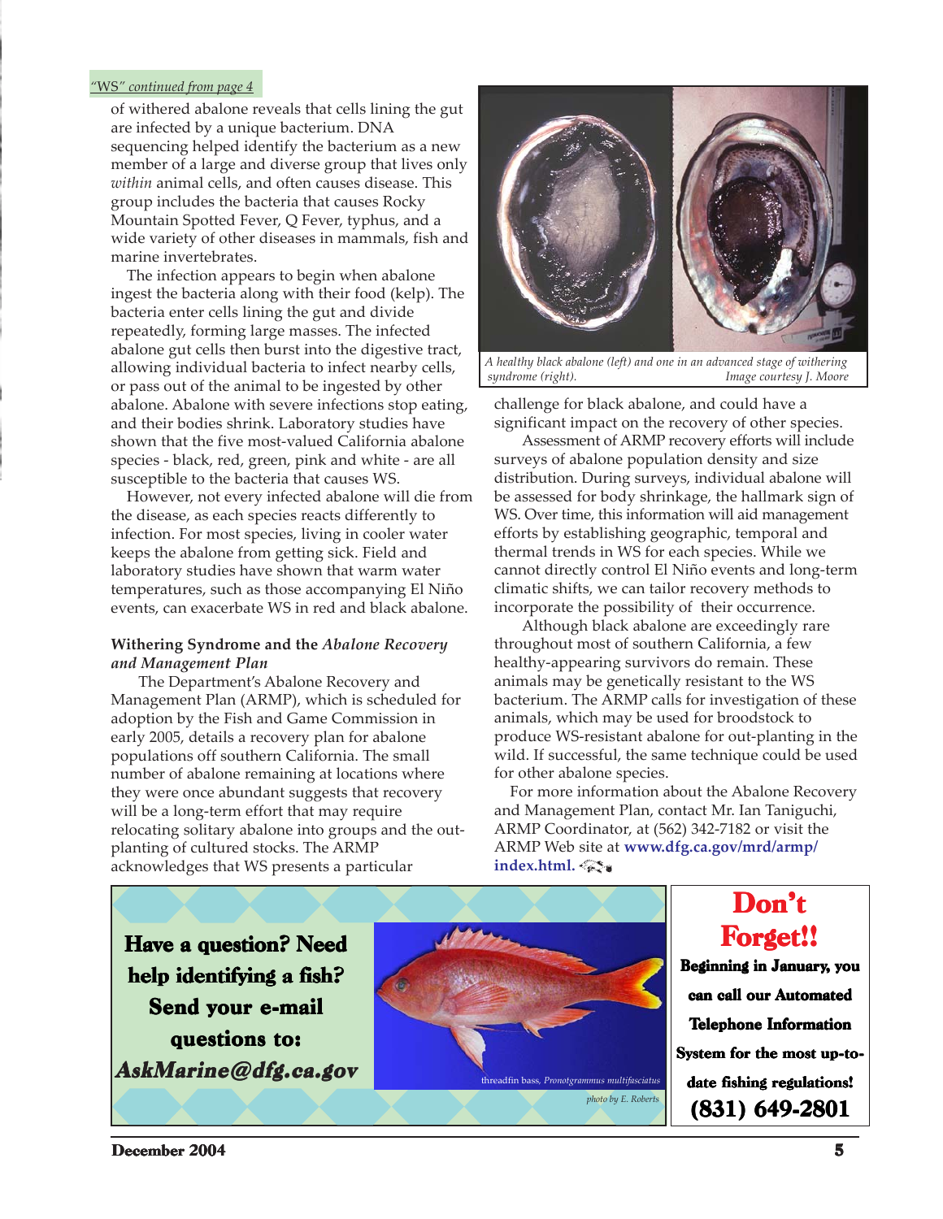*"WS" continued from page 4*

of withered abalone reveals that cells lining the gut are infected by a unique bacterium. DNA sequencing helped identify the bacterium as a new member of a large and diverse group that lives only *within* animal cells, and often causes disease. This group includes the bacteria that causes Rocky Mountain Spotted Fever, Q Fever, typhus, and a wide variety of other diseases in mammals, fish and marine invertebrates.

The infection appears to begin when abalone ingest the bacteria along with their food (kelp). The bacteria enter cells lining the gut and divide repeatedly, forming large masses. The infected abalone gut cells then burst into the digestive tract, allowing individual bacteria to infect nearby cells, or pass out of the animal to be ingested by other abalone. Abalone with severe infections stop eating, and their bodies shrink. Laboratory studies have shown that the five most-valued California abalone species - black, red, green, pink and white - are all susceptible to the bacteria that causes WS.

However, not every infected abalone will die from the disease, as each species reacts differently to infection. For most species, living in cooler water keeps the abalone from getting sick. Field and laboratory studies have shown that warm water temperatures, such as those accompanying El Niño events, can exacerbate WS in red and black abalone.

### Withering Syndrome and the *Abalone Recovery and Management Plan*

The Department's Abalone Recovery and Management Plan (ARMP), which is scheduled for adoption by the Fish and Game Commission in early 2005, details a recovery plan for abalone populations off southern California. The small number of abalone remaining at locations where they were once abundant suggests that recovery will be a long-term effort that may require relocating solitary abalone into groups and the out-planting of cultured stocks. The ARMP acknowledges that WS presents a particular challenge for black abalone, and could have a significant impact on the recovery of other species.

*A healthy black abalone (left) and one in an advanced stage of withering syndrome (right). Image courtesy J. Moore*

Assessment of ARMP recovery efforts will include surveys of abalone population density and size distribution. During surveys, individual abalone will be assessed for body shrinkage, the hallmark sign of WS. Over time, this information will aid management efforts by establishing geographic, temporal and thermal trends in WS for each species. While we cannot directly control El Niño events and long-term climatic shifts, we can tailor recovery methods to incorporate the possibility of their occurrence.

Although black abalone are exceedingly rare throughout most of southern California, a few healthy-appearing survivors do remain. These animals may be genetically resistant to the WS bacterium. The ARMP calls for investigation of these animals, which may be used for broodstock to produce WS-resistant abalone for out-planting in the wild. If successful, the same technique could be used for other abalone species.

For more information about the Abalone Recovery and Management Plan, contact Mr. Ian Taniguchi, ARMP Coordinator, at (562) 342-7182 or visit the ARMP Web site at **www.dfg.ca.gov/mrd/armp/index.html.**

---

**Have a question? Need help identifying a fish? Send your e-mail questions to: *AskMarine@dfg.ca.gov***

threadfin bass, *Pronotgrammus multifasciatus*

*photo by E. Roberts*

---

## Don't Forget!!

**Beginning in January, you can call our Automated Telephone Information System for the most up-to-date fishing regulations!**

**(831) 649-2801**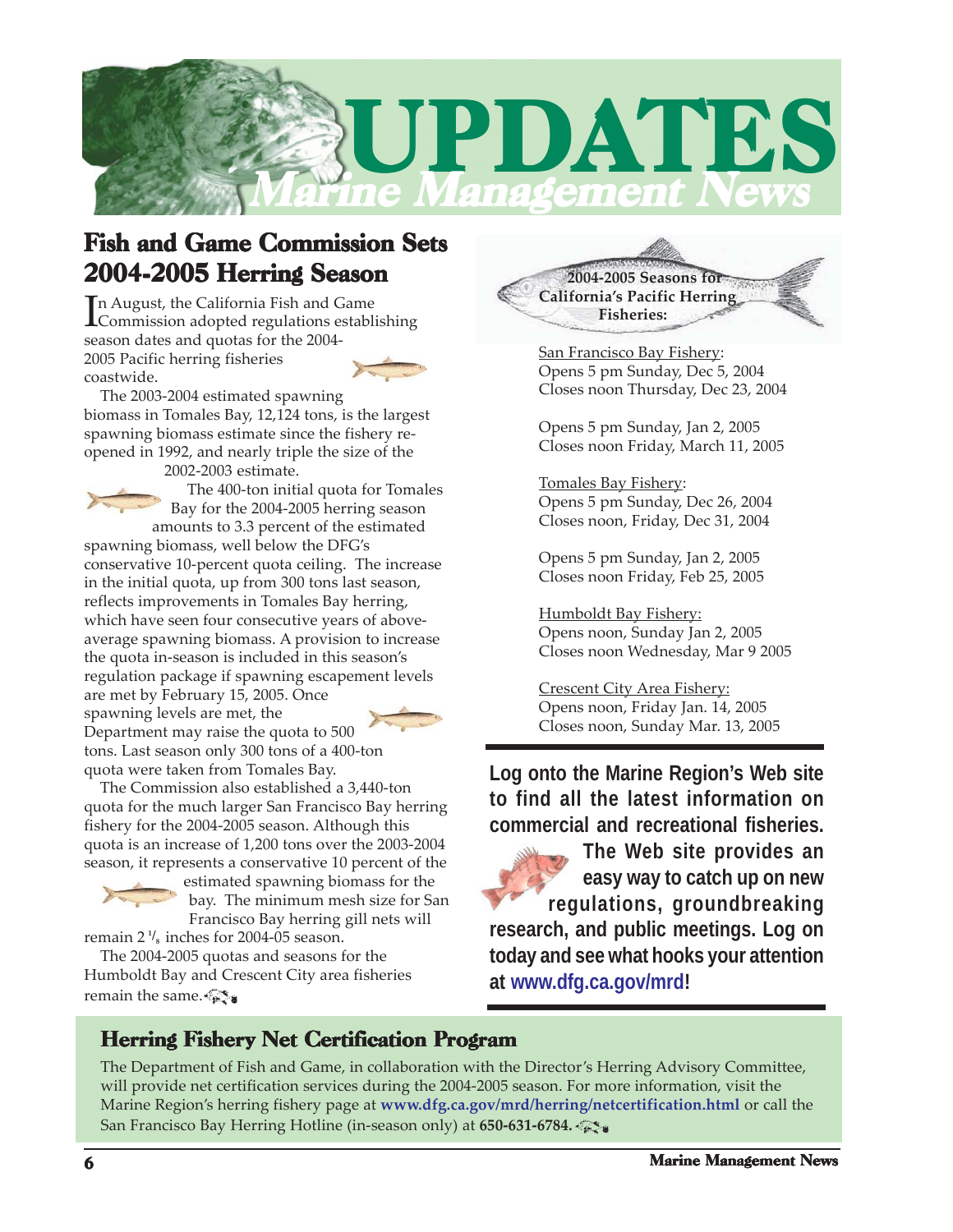# UPDATES
*Marine Management News*

## Fish and Game Commission Sets 2004-2005 Herring Season

In August, the California Fish and Game Commission adopted regulations establishing season dates and quotas for the 2004-2005 Pacific herring fisheries coastwide.

The 2003-2004 estimated spawning biomass in Tomales Bay, 12,124 tons, is the largest spawning biomass estimate since the fishery re-opened in 1992, and nearly triple the size of the 2002-2003 estimate.

The 400-ton initial quota for Tomales Bay for the 2004-2005 herring season amounts to 3.3 percent of the estimated spawning biomass, well below the DFG's conservative 10-percent quota ceiling. The increase in the initial quota, up from 300 tons last season, reflects improvements in Tomales Bay herring, which have seen four consecutive years of above-average spawning biomass. A provision to increase the quota in-season is included in this season's regulation package if spawning escapement levels are met by February 15, 2005. Once spawning levels are met, the Department may raise the quota to 500 tons. Last season only 300 tons of a 400-ton quota were taken from Tomales Bay.

The Commission also established a 3,440-ton quota for the much larger San Francisco Bay herring fishery for the 2004-2005 season. Although this quota is an increase of 1,200 tons over the 2003-2004 season, it represents a conservative 10 percent of the estimated spawning biomass for the bay. The minimum mesh size for San Francisco Bay herring gill nets will remain 2 1/8 inches for 2004-05 season.

The 2004-2005 quotas and seasons for the Humboldt Bay and Crescent City area fisheries remain the same.

**2004-2005 Seasons for California's Pacific Herring Fisheries:**

San Francisco Bay Fishery:
Opens 5 pm Sunday, Dec 5, 2004
Closes noon Thursday, Dec 23, 2004

Opens 5 pm Sunday, Jan 2, 2005
Closes noon Friday, March 11, 2005

Tomales Bay Fishery:
Opens 5 pm Sunday, Dec 26, 2004
Closes noon, Friday, Dec 31, 2004

Opens 5 pm Sunday, Jan 2, 2005
Closes noon Friday, Feb 25, 2005

Humboldt Bay Fishery:
Opens noon, Sunday Jan 2, 2005
Closes noon Wednesday, Mar 9 2005

Crescent City Area Fishery:
Opens noon, Friday Jan. 14, 2005
Closes noon, Sunday Mar. 13, 2005

**Log onto the Marine Region's Web site to find all the latest information on commercial and recreational fisheries. The Web site provides an easy way to catch up on new regulations, groundbreaking research, and public meetings. Log on today and see what hooks your attention at www.dfg.ca.gov/mrd!**

### Herring Fishery Net Certification Program

The Department of Fish and Game, in collaboration with the Director's Herring Advisory Committee, will provide net certification services during the 2004-2005 season. For more information, visit the Marine Region's herring fishery page at **www.dfg.ca.gov/mrd/herring/netcertification.html** or call the San Francisco Bay Herring Hotline (in-season only) at **650-631-6784.**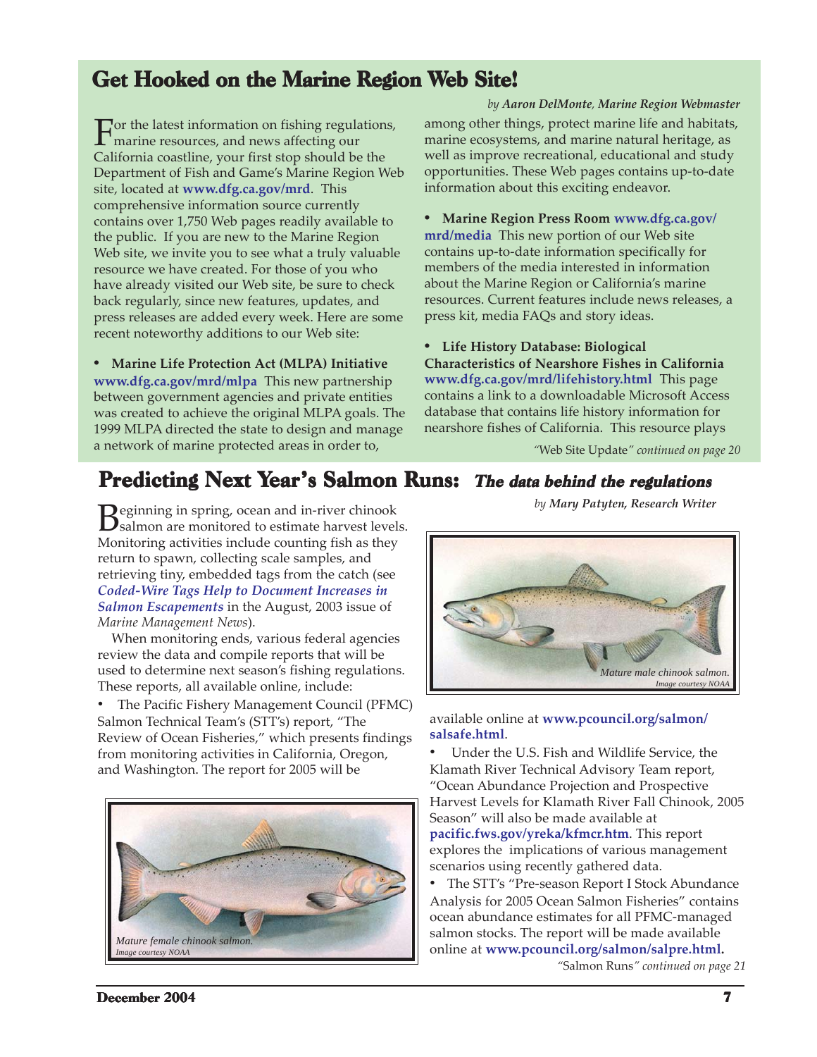## Get Hooked on the Marine Region Web Site!

*by **Aaron DelMonte**, **Marine Region Webmaster***

For the latest information on fishing regulations, marine resources, and news affecting our California coastline, your first stop should be the Department of Fish and Game's Marine Region Web site, located at **www.dfg.ca.gov/mrd**. This comprehensive information source currently contains over 1,750 Web pages readily available to the public. If you are new to the Marine Region Web site, we invite you to see what a truly valuable resource we have created. For those of you who have already visited our Web site, be sure to check back regularly, since new features, updates, and press releases are added every week. Here are some recent noteworthy additions to our Web site:

- **Marine Life Protection Act (MLPA) Initiative** **www.dfg.ca.gov/mrd/mlpa** This new partnership between government agencies and private entities was created to achieve the original MLPA goals. The 1999 MLPA directed the state to design and manage a network of marine protected areas in order to, among other things, protect marine life and habitats, marine ecosystems, and marine natural heritage, as well as improve recreational, educational and study opportunities. These Web pages contains up-to-date information about this exciting endeavor.

- **Marine Region Press Room** **www.dfg.ca.gov/mrd/media** This new portion of our Web site contains up-to-date information specifically for members of the media interested in information about the Marine Region or California's marine resources. Current features include news releases, a press kit, media FAQs and story ideas.

- **Life History Database: Biological Characteristics of Nearshore Fishes in California** **www.dfg.ca.gov/mrd/lifehistory.html** This page contains a link to a downloadable Microsoft Access database that contains life history information for nearshore fishes of California. This resource plays

"Web Site Update*" continued on page 20*

## Predicting Next Year's Salmon Runs: *The data behind the regulations*

*by **Mary Patyten, Research Writer***

Beginning in spring, ocean and in-river chinook salmon are monitored to estimate harvest levels. Monitoring activities include counting fish as they return to spawn, collecting scale samples, and retrieving tiny, embedded tags from the catch (see ***Coded-Wire Tags Help to Document Increases in Salmon Escapements*** in the August, 2003 issue of *Marine Management News*).

When monitoring ends, various federal agencies review the data and compile reports that will be used to determine next season's fishing regulations. These reports, all available online, include:

- The Pacific Fishery Management Council (PFMC) Salmon Technical Team's (STT's) report, "The Review of Ocean Fisheries," which presents findings from monitoring activities in California, Oregon, and Washington. The report for 2005 will be available online at **www.pcouncil.org/salmon/salsafe.html**.

*Mature male chinook salmon.*
*Image courtesy NOAA*

*Mature female chinook salmon.*
*Image courtesy NOAA*

- Under the U.S. Fish and Wildlife Service, the Klamath River Technical Advisory Team report, "Ocean Abundance Projection and Prospective Harvest Levels for Klamath River Fall Chinook, 2005 Season" will also be made available at **pacific.fws.gov/yreka/kfmcr.htm**. This report explores the implications of various management scenarios using recently gathered data.
- The STT's "Pre-season Report I Stock Abundance Analysis for 2005 Ocean Salmon Fisheries" contains ocean abundance estimates for all PFMC-managed salmon stocks. The report will be made available online at **www.pcouncil.org/salmon/salpre.html.**

"Salmon Runs*" continued on page 21*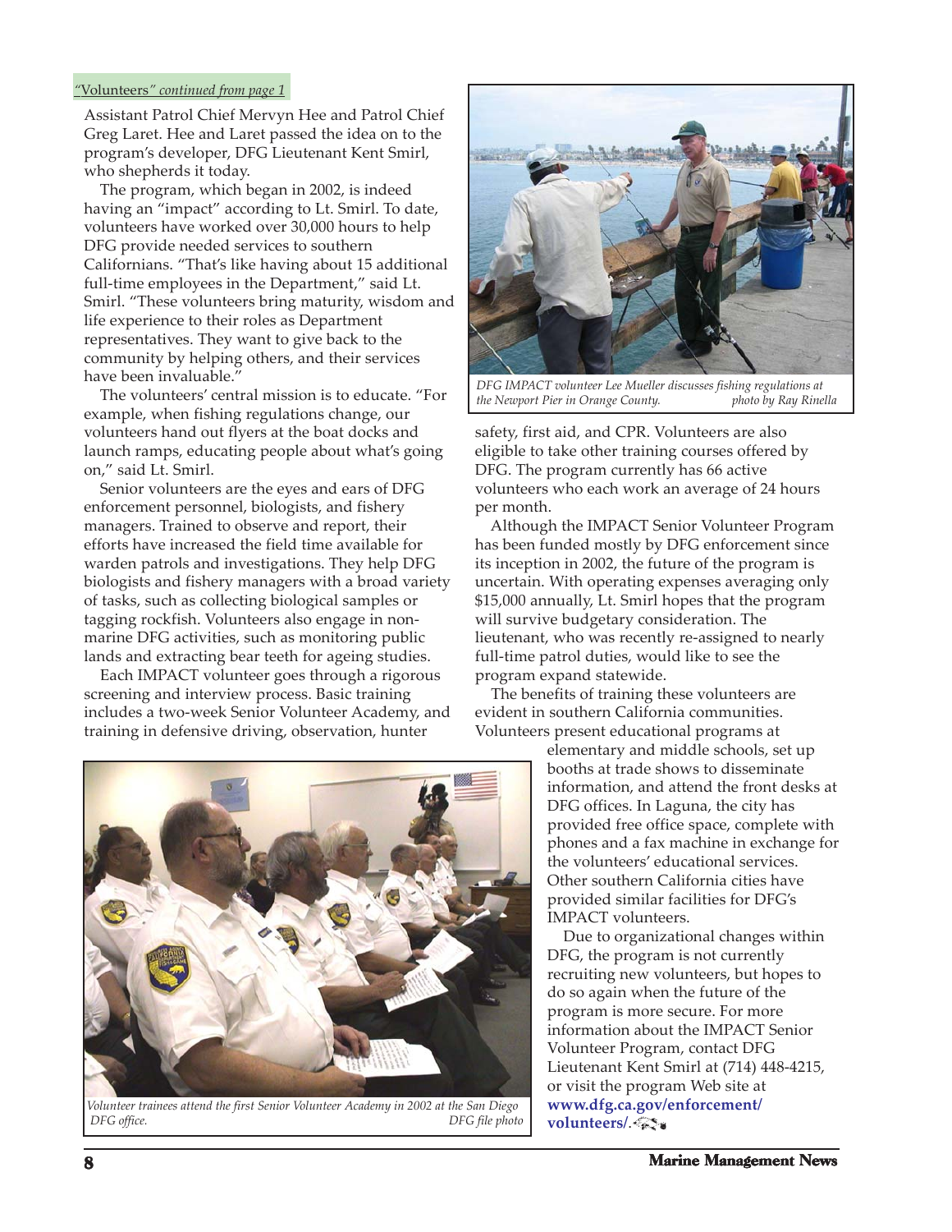*"Volunteers" continued from page 1*

Assistant Patrol Chief Mervyn Hee and Patrol Chief Greg Laret. Hee and Laret passed the idea on to the program's developer, DFG Lieutenant Kent Smirl, who shepherds it today.

The program, which began in 2002, is indeed having an "impact" according to Lt. Smirl. To date, volunteers have worked over 30,000 hours to help DFG provide needed services to southern Californians. "That's like having about 15 additional full-time employees in the Department," said Lt. Smirl. "These volunteers bring maturity, wisdom and life experience to their roles as Department representatives. They want to give back to the community by helping others, and their services have been invaluable."

The volunteers' central mission is to educate. "For example, when fishing regulations change, our volunteers hand out flyers at the boat docks and launch ramps, educating people about what's going on," said Lt. Smirl.

Senior volunteers are the eyes and ears of DFG enforcement personnel, biologists, and fishery managers. Trained to observe and report, their efforts have increased the field time available for warden patrols and investigations. They help DFG biologists and fishery managers with a broad variety of tasks, such as collecting biological samples or tagging rockfish. Volunteers also engage in non-marine DFG activities, such as monitoring public lands and extracting bear teeth for ageing studies.

Each IMPACT volunteer goes through a rigorous screening and interview process. Basic training includes a two-week Senior Volunteer Academy, and training in defensive driving, observation, hunter safety, first aid, and CPR. Volunteers are also eligible to take other training courses offered by DFG. The program currently has 66 active volunteers who each work an average of 24 hours per month.

*DFG IMPACT volunteer Lee Mueller discusses fishing regulations at the Newport Pier in Orange County. photo by Ray Rinella*

Although the IMPACT Senior Volunteer Program has been funded mostly by DFG enforcement since its inception in 2002, the future of the program is uncertain. With operating expenses averaging only $15,000 annually, Lt. Smirl hopes that the program will survive budgetary consideration. The lieutenant, who was recently re-assigned to nearly full-time patrol duties, would like to see the program expand statewide.

The benefits of training these volunteers are evident in southern California communities. Volunteers present educational programs at elementary and middle schools, set up booths at trade shows to disseminate information, and attend the front desks at DFG offices. In Laguna, the city has provided free office space, complete with phones and a fax machine in exchange for the volunteers' educational services. Other southern California cities have provided similar facilities for DFG's IMPACT volunteers.

Due to organizational changes within DFG, the program is not currently recruiting new volunteers, but hopes to do so again when the future of the program is more secure. For more information about the IMPACT Senior Volunteer Program, contact DFG Lieutenant Kent Smirl at (714) 448-4215, or visit the program Web site at **www.dfg.ca.gov/enforcement/volunteers/**.

*Volunteer trainees attend the first Senior Volunteer Academy in 2002 at the San Diego DFG office. DFG file photo*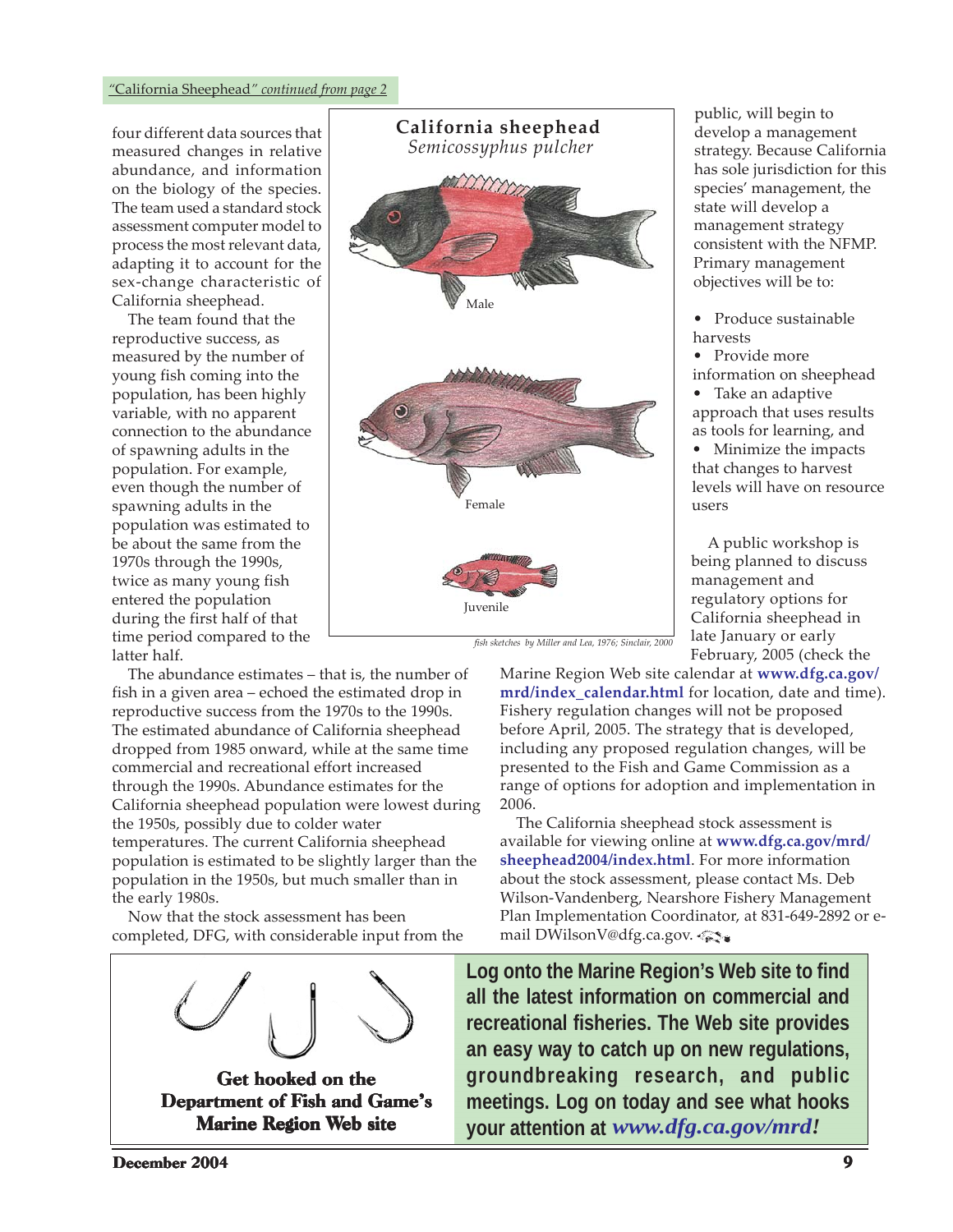*"California Sheephead" continued from page 2*

four different data sources that measured changes in relative abundance, and information on the biology of the species. The team used a standard stock assessment computer model to process the most relevant data, adapting it to account for the sex-change characteristic of California sheephead.

The team found that the reproductive success, as measured by the number of young fish coming into the population, has been highly variable, with no apparent connection to the abundance of spawning adults in the population. For example, even though the number of spawning adults in the population was estimated to be about the same from the 1970s through the 1990s, twice as many young fish entered the population during the first half of that time period compared to the latter half.

**California sheephead**
*Semicossyphus pulcher*

Male

Female

Juvenile

*fish sketches by Miller and Lea, 1976; Sinclair, 2000*

The abundance estimates – that is, the number of fish in a given area – echoed the estimated drop in reproductive success from the 1970s to the 1990s. The estimated abundance of California sheephead dropped from 1985 onward, while at the same time commercial and recreational effort increased through the 1990s. Abundance estimates for the California sheephead population were lowest during the 1950s, possibly due to colder water temperatures. The current California sheephead population is estimated to be slightly larger than the population in the 1950s, but much smaller than in the early 1980s.

Now that the stock assessment has been completed, DFG, with considerable input from the public, will begin to develop a management strategy. Because California has sole jurisdiction for this species' management, the state will develop a management strategy consistent with the NFMP. Primary management objectives will be to:

- Produce sustainable harvests
- Provide more information on sheephead
- Take an adaptive approach that uses results as tools for learning, and
- Minimize the impacts that changes to harvest levels will have on resource users

A public workshop is being planned to discuss management and regulatory options for California sheephead in late January or early February, 2005 (check the Marine Region Web site calendar at **www.dfg.ca.gov/mrd/index_calendar.html** for location, date and time). Fishery regulation changes will not be proposed before April, 2005. The strategy that is developed, including any proposed regulation changes, will be presented to the Fish and Game Commission as a range of options for adoption and implementation in 2006.

The California sheephead stock assessment is available for viewing online at **www.dfg.ca.gov/mrd/sheephead2004/index.html**. For more information about the stock assessment, please contact Ms. Deb Wilson-Vandenberg, Nearshore Fishery Management Plan Implementation Coordinator, at 831-649-2892 or e-mail DWilsonV@dfg.ca.gov.

**Get hooked on the Department of Fish and Game's Marine Region Web site**

**Log onto the Marine Region's Web site to find all the latest information on commercial and recreational fisheries. The Web site provides an easy way to catch up on new regulations, groundbreaking research, and public meetings. Log on today and see what hooks your attention at *www.dfg.ca.gov/mrd!***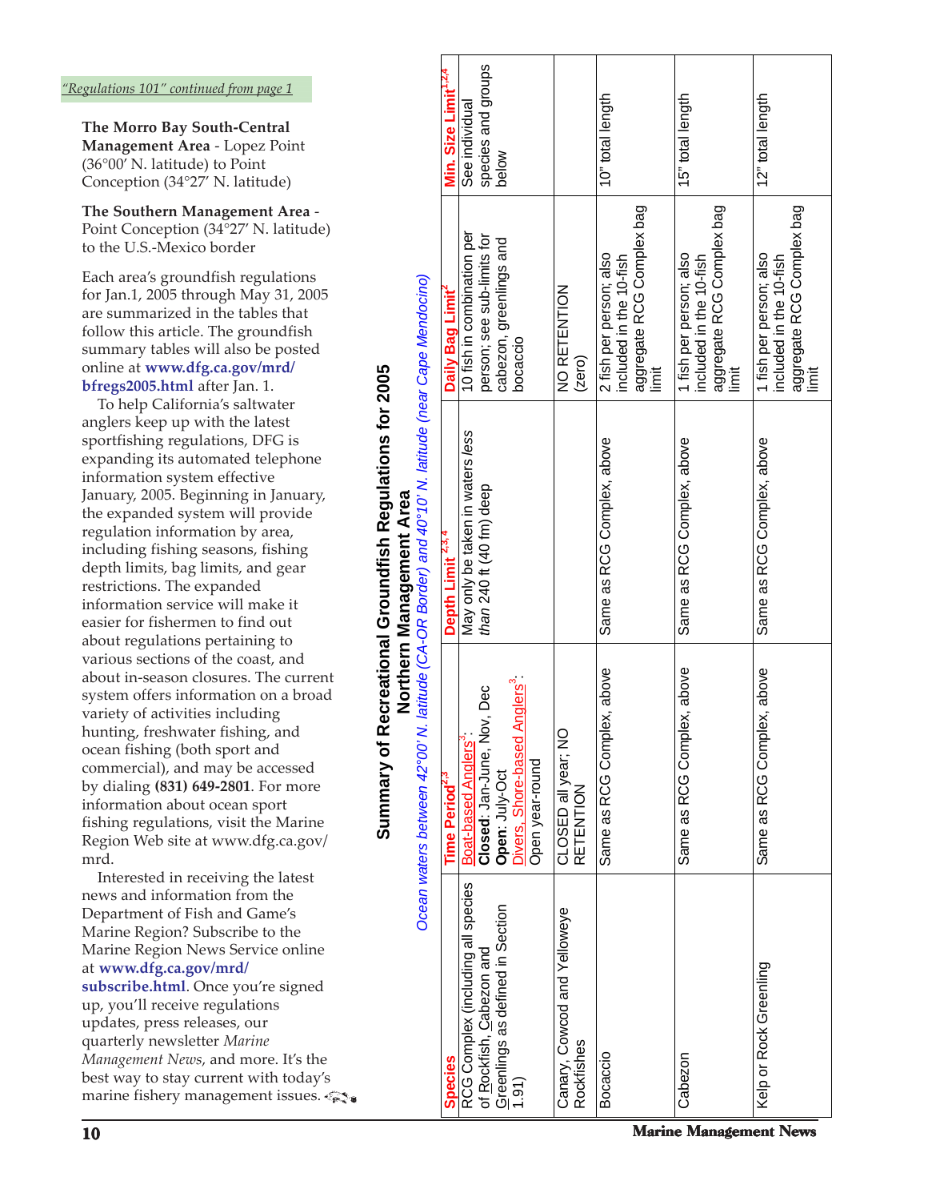*"Regulations 101" continued from page 1*

**The Morro Bay South-Central Management Area** - Lopez Point (36°00′ N. latitude) to Point Conception (34°27′ N. latitude)

**The Southern Management Area** - Point Conception (34°27′ N. latitude) to the U.S.-Mexico border

Each area's groundfish regulations for Jan.1, 2005 through May 31, 2005 are summarized in the tables that follow this article. The groundfish summary tables will also be posted online at **www.dfg.ca.gov/mrd/bfregs2005.html** after Jan. 1.

To help California's saltwater anglers keep up with the latest sportfishing regulations, DFG is expanding its automated telephone information system effective January, 2005. Beginning in January, the expanded system will provide regulation information by area, including fishing seasons, fishing depth limits, bag limits, and gear restrictions. The expanded information service will make it easier for fishermen to find out about regulations pertaining to various sections of the coast, and about in-season closures. The current system offers information on a broad variety of activities including hunting, freshwater fishing, and ocean fishing (both sport and commercial), and may be accessed by dialing **(831) 649-2801**. For more information about ocean sport fishing regulations, visit the Marine Region Web site at www.dfg.ca.gov/mrd.

Interested in receiving the latest news and information from the Department of Fish and Game's Marine Region? Subscribe to the Marine Region News Service online at **www.dfg.ca.gov/mrd/subscribe.html**. Once you're signed up, you'll receive regulations updates, press releases, our quarterly newsletter *Marine Management News*, and more. It's the best way to stay current with today's marine fishery management issues.

## Summary of Recreational Groundfish Regulations for 2005
### Northern Management Area

*Ocean waters between 42°00′ N. latitude (CA-OR Border) and 40°10′ N. latitude (near Cape Mendocino)*

| Species | Time Period[2,3] | Depth Limit[2,3,4] | Daily Bag Limit[2] | Min. Size Limit[1,2,4] |
|---|---|---|---|---|
| RCG Complex (including all species of Rockfish, Cabezon and Greenlings as defined in Section 1.91) | Boat-based Anglers[3]: **Closed**: Jan-June, Nov, Dec **Open**: July-Oct Divers, Shore-based Anglers[3]: Open year-round | May only be taken in waters *less than* 240 ft (40 fm) deep | 10 fish in combination per person; see sub-limits for cabezon, greenlings and bocaccio | See individual species and groups below |
| Canary, Cowcod and Yelloweye Rockfishes | CLOSED all year; NO RETENTION | | NO RETENTION (zero) | |
| Bocaccio | Same as RCG Complex, above | Same as RCG Complex, above | 2 fish per person; also included in the 10-fish aggregate RCG Complex bag limit | 10" total length |
| Cabezon | Same as RCG Complex, above | Same as RCG Complex, above | 1 fish per person; also included in the 10-fish aggregate RCG Complex bag limit | 15" total length |
| Kelp or Rock Greenling | Same as RCG Complex, above | Same as RCG Complex, above | 1 fish per person; also included in the 10-fish aggregate RCG Complex bag limit | 12" total length |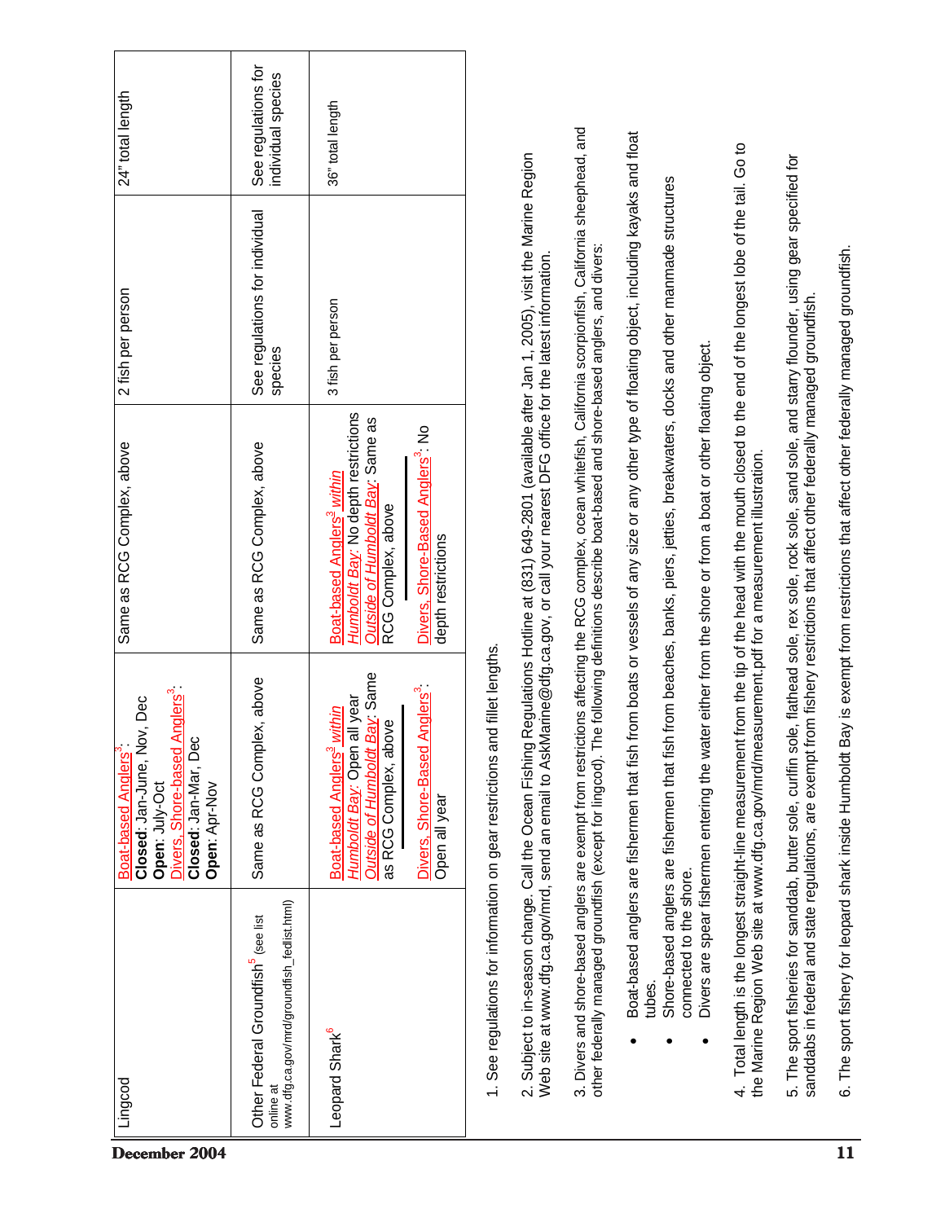| Lingcod | Boat-based Anglers[3]: **Closed**: Jan-June, Nov, Dec **Open**: July-Oct Divers, Shore-based Anglers[3]: **Closed**: Jan-Mar, Dec **Open**: Apr-Nov | Same as RCG Complex, above | 2 fish per person | 24" total length |
|---|---|---|---|---|
| Other Federal Groundfish[5] (see list online at www.dfg.ca.gov/mrd/groundfish_fedlist.html) | Same as RCG Complex, above | Same as RCG Complex, above | See regulations for individual species | See regulations for individual species |
| Leopard Shark[6] | Boat-based Anglers[3] within Humboldt Bay: Open all year Outside of Humboldt Bay: Same as RCG Complex, above Divers, Shore-Based Anglers[3]: Open all year | Boat-based Anglers[3] within Humboldt Bay: No depth restrictions Outside of Humboldt Bay: Same as RCG Complex, above Divers, Shore-Based Anglers[3]: No depth restrictions | 3 fish per person | 36" total length |

1. See regulations for information on gear restrictions and fillet lengths.

2. Subject to in-season change. Call the Ocean Fishing Regulations Hotline at (831) 649-2801 (available after Jan 1, 2005), visit the Marine Region Web site at www.dfg.ca.gov/mrd, send an email to AskMarine@dfg.ca.gov, or call your nearest DFG office for the latest information.

3. Divers and shore-based anglers are exempt from restrictions affecting the RCG complex, ocean whitefish, California scorpionfish, California sheephead, and other federally managed groundfish (except for lingcod). The following definitions describe boat-based and shore-based anglers, and divers:

- Boat-based anglers are fishermen that fish from boats or vessels of any size or any other type of floating object, including kayaks and float tubes.
- Shore-based anglers are fishermen that fish from beaches, banks, piers, jetties, breakwaters, docks and other manmade structures connected to the shore.
- Divers are spear fishermen entering the water either from the shore or from a boat or other floating object.

4. Total length is the longest straight-line measurement from the tip of the head with the mouth closed to the end of the longest lobe of the tail. Go to the Marine Region Web site at www.dfg.ca.gov/mrd/measurement.pdf for a measurement illustration.

5. The sport fisheries for sanddab, butter sole, curlfin sole, flathead sole, rex sole, rock sole, sand sole, and starry flounder, using gear specified for sanddabs in federal and state regulations, are exempt from fishery restrictions that affect other federally managed groundfish.

6. The sport fishery for leopard shark inside Humboldt Bay is exempt from restrictions that affect other federally managed groundfish.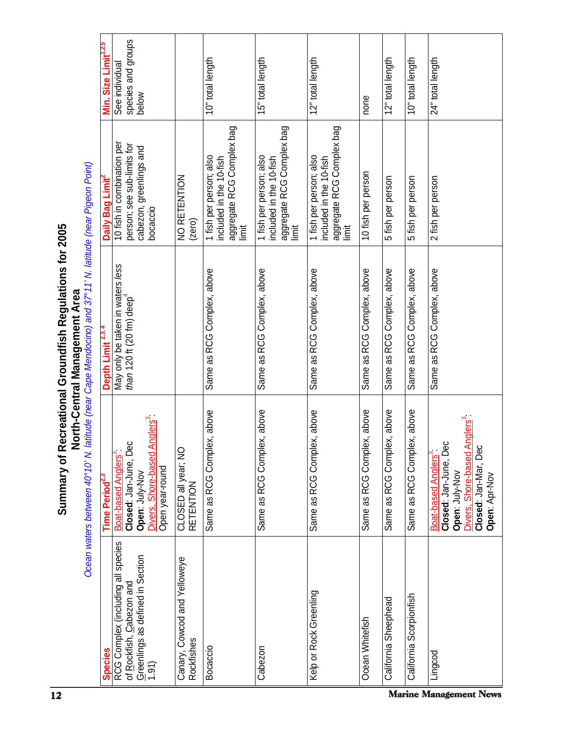# Summary of Recreational Groundfish Regulations for 2005

## North-Central Management Area

*Ocean waters between 40°10' N. latitude (near Cape Mendocino) and 37°11' N. latitude (near Pigeon Point)*

| Species | Time Period[2,3] | Depth Limit[2,3,4] | Daily Bag Limit[2] | Min. Size Limit[1,2,5] |
|---|---|---|---|---|
| RCG Complex (including all species of Rockfish, Cabezon and Greenlings as defined in Section 1.91) | Boat-based Anglers[3]: **Closed**: Jan-June, Dec **Open**: July-Nov Divers, Shore-based Anglers[3]: Open year-round | May only be taken in waters *less than* 120 ft (20 fm) deep[4] | 10 fish in combination per person; see sub-limits for cabezon, greenlings and bocaccio | See individual species and groups below |
| Canary, Cowcod and Yelloweye Rockfishes | CLOSED all year; NO RETENTION | | NO RETENTION (zero) | |
| Bocaccio | Same as RCG Complex, above | Same as RCG Complex, above | 1 fish per person; also included in the 10-fish aggregate RCG Complex bag limit | 10" total length |
| Cabezon | Same as RCG Complex, above | Same as RCG Complex, above | 1 fish per person; also included in the 10-fish aggregate RCG Complex bag limit | 15" total length |
| Kelp or Rock Greenling | Same as RCG Complex, above | Same as RCG Complex, above | 1 fish per person; also included in the 10-fish aggregate RCG Complex bag limit | 12" total length |
| Ocean Whitefish | Same as RCG Complex, above | Same as RCG Complex, above | 10 fish per person | none |
| California Sheephead | Same as RCG Complex, above | Same as RCG Complex, above | 5 fish per person | 12" total length |
| California Scorpionfish | Same as RCG Complex, above | Same as RCG Complex, above | 5 fish per person | 10" total length |
| Lingcod | Boat-based Anglers[3]: **Closed**: Jan-June, Dec **Open**: July-Nov Divers, Shore-based Anglers[3]: **Closed**: Jan-Mar, Dec **Open**: Apr-Nov | Same as RCG Complex, above | 2 fish per person | 24" total length |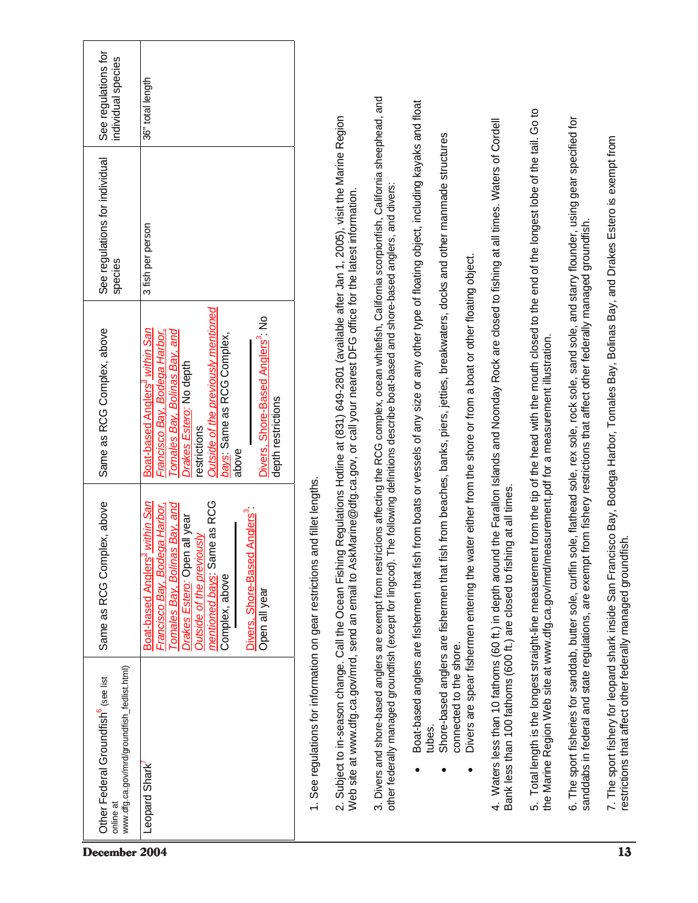| Other Federal Groundfish[6] (see list online at www.dfg.ca.gov/mrd/groundfish_fedlist.html) | Same as RCG Complex, above | Same as RCG Complex, above | See regulations for individual species | See regulations for individual species |
|---|---|---|---|---|
| Leopard Shark[7] | Boat-based Anglers[3] within San Francisco Bay, Bodega Harbor, Tomales Bay, Bolinas Bay, and Drakes Estero: Open all year<br>Outside of the previously mentioned bays: Same as RCG Complex, above<br>Divers, Shore-Based Anglers[3]: Open all year | Boat-based Anglers[3] within San Francisco Bay, Bodega Harbor, Tomales Bay, Bolinas Bay, and Drakes Estero: No depth restrictions<br>Outside of the previously mentioned bays: Same as RCG Complex, above<br>Divers, Shore-Based Anglers[3]: No depth restrictions | 3 fish per person | 36" total length |

1. See regulations for information on gear restrictions and fillet lengths.

2. Subject to in-season change. Call the Ocean Fishing Regulations Hotline at (831) 649-2801 (available after Jan 1, 2005), visit the Marine Region Web site at www.dfg.ca.gov/mrd, send an email to AskMarine@dfg.ca.gov, or call your nearest DFG office for the latest information.

3. Divers and shore-based anglers are exempt from restrictions affecting the RCG complex, ocean whitefish, California scorpionfish, California sheephead, and other federally managed groundfish (except for lingcod). The following definitions describe boat-based and shore-based anglers, and divers:

- Boat-based anglers are fishermen that fish from boats or vessels of any size or any other type of floating object, including kayaks and float tubes.
- Shore-based anglers are fishermen that fish from beaches, banks, piers, jetties, breakwaters, docks and other manmade structures connected to the shore.
- Divers are spear fishermen entering the water either from the shore or from a boat or other floating object.

4. Waters less than 10 fathoms (60 ft.) in depth around the Farallon Islands and Noonday Rock are closed to fishing at all times. Waters of Cordell Bank less than 100 fathoms (600 ft.) are closed to fishing at all times.

5. Total length is the longest straight-line measurement from the tip of the head with the mouth closed to the end of the longest lobe of the tail. Go to the Marine Region Web site at www.dfg.ca.gov/mrd/measurement.pdf for a measurement illustration.

6. The sport fisheries for sanddab, butter sole, curlfin sole, flathead sole, rex sole, rock sole, sand sole, and starry flounder, using gear specified for sanddabs in federal and state regulations, are exempt from fishery restrictions that affect other federally managed groundfish.

7. The sport fishery for leopard shark inside San Francisco Bay, Bodega Harbor, Tomales Bay, Bolinas Bay, and Drakes Estero is exempt from restrictions that affect other federally managed groundfish.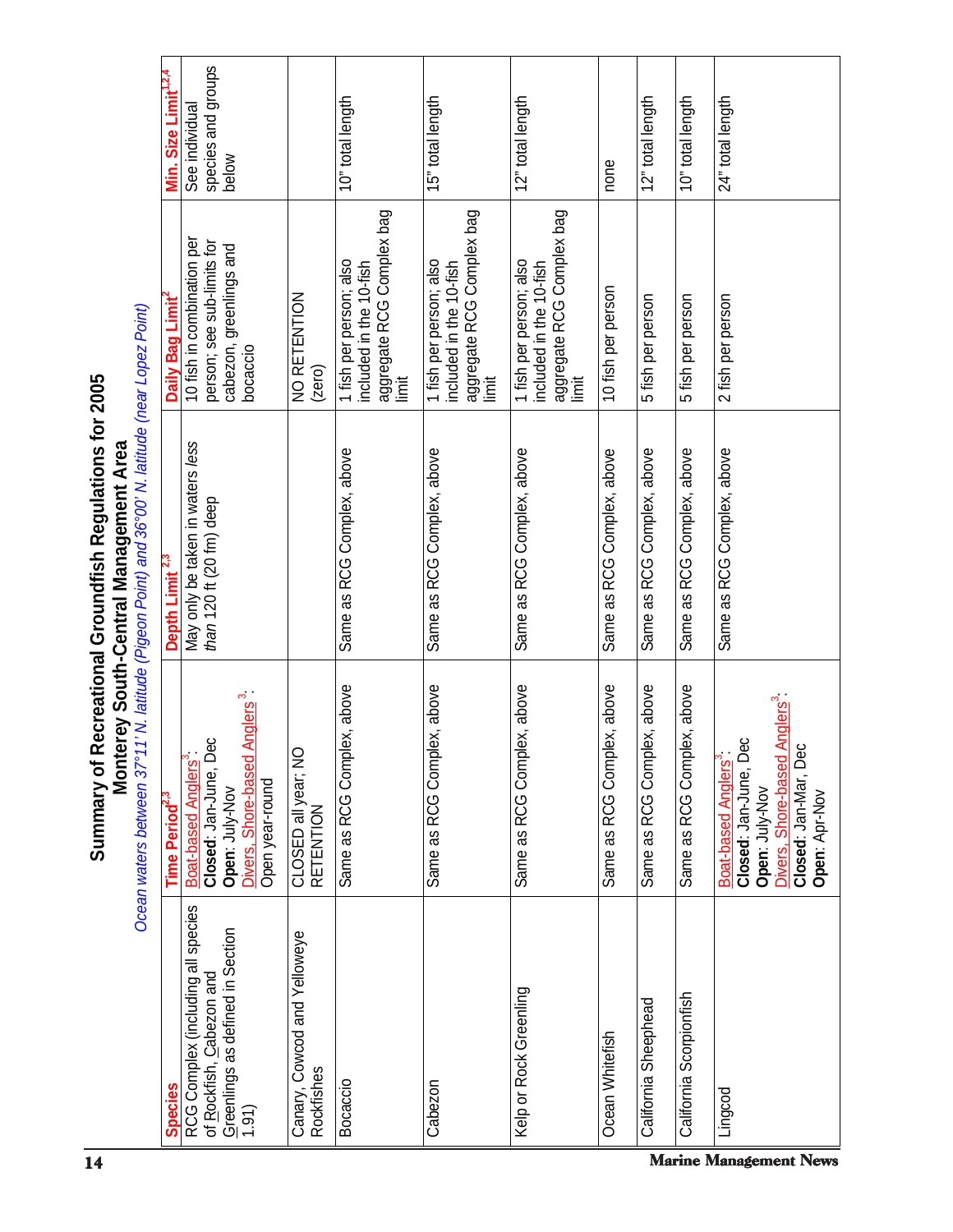# Summary of Recreational Groundfish Regulations for 2005

## Monterey South-Central Management Area

*Ocean waters between 37°11' N. latitude (Pigeon Point) and 36°00' N. latitude (near Lopez Point)*

| Species | Time Period[2,3] | Depth Limit[2,3] | Daily Bag Limit[2] | Min. Size Limit[1,2,4] |
|---|---|---|---|---|
| RCG Complex (including all species of Rockfish, Cabezon and Greenlings as defined in Section 1.91) | Boat-based Anglers[3]: **Closed**: Jan-June, Dec **Open**: July-Nov Divers, Shore-based Anglers[3]: Open year-round | May only be taken in waters *less than* 120 ft (20 fm) deep | 10 fish in combination per person; see sub-limits for cabezon, greenlings and bocaccio | See individual species and groups below |
| Canary, Cowcod and Yelloweye Rockfishes | CLOSED all year; NO RETENTION | | NO RETENTION (zero) | |
| Bocaccio | Same as RCG Complex, above | Same as RCG Complex, above | 1 fish per person; also included in the 10-fish aggregate RCG Complex bag limit | 10" total length |
| Cabezon | Same as RCG Complex, above | Same as RCG Complex, above | 1 fish per person; also included in the 10-fish aggregate RCG Complex bag limit | 15" total length |
| Kelp or Rock Greenling | Same as RCG Complex, above | Same as RCG Complex, above | 1 fish per person; also included in the 10-fish aggregate RCG Complex bag limit | 12" total length |
| Ocean Whitefish | Same as RCG Complex, above | Same as RCG Complex, above | 10 fish per person | none |
| California Sheephead | Same as RCG Complex, above | Same as RCG Complex, above | 5 fish per person | 12" total length |
| California Scorpionfish | Same as RCG Complex, above | Same as RCG Complex, above | 5 fish per person | 10" total length |
| Lingcod | Boat-based Anglers[3]: **Closed**: Jan-June, Dec **Open**: July-Nov Divers, Shore-based Anglers[3]: **Closed**: Jan-Mar, Dec **Open**: Apr-Nov | Same as RCG Complex, above | 2 fish per person | 24" total length |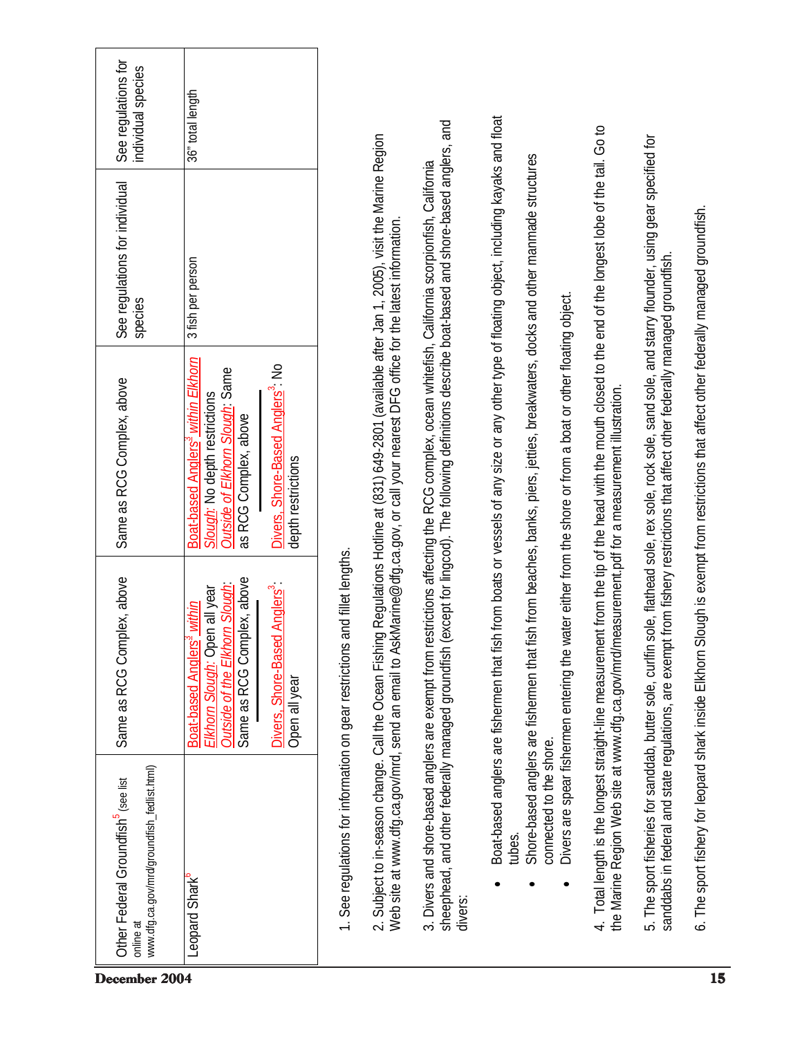| Other Federal Groundfish[5] (see list online at www.dfg.ca.gov/mrd/groundfish_fedlist.html) | Same as RCG Complex, above | Same as RCG Complex, above | See regulations for individual species | See regulations for individual species |
|---|---|---|---|---|
| Leopard Shark[6] | Boat-based Anglers[3] within Elkhorn Slough: Open all year<br>Outside of the Elkhorn Slough: Same as RCG Complex, above<br>———<br>Divers, Shore-Based Anglers[3]: Open all year | Boat-based Anglers[3] within Elkhorn Slough: No depth restrictions<br>Outside of Elkhorn Slough: Same as RCG Complex, above<br>———<br>Divers, Shore-Based Anglers[3]: No depth restrictions | 3 fish per person | 36" total length |

1. See regulations for information on gear restrictions and fillet lengths.

2. Subject to in-season change. Call the Ocean Fishing Regulations Hotline at (831) 649-2801 (available after Jan 1, 2005), visit the Marine Region Web site at www.dfg.ca.gov/mrd, send an email to AskMarine@dfg.ca.gov, or call your nearest DFG office for the latest information.

3. Divers and shore-based anglers are exempt from restrictions affecting the RCG complex, ocean whitefish, California scorpionfish, California sheephead, and other federally managed groundfish (except for lingcod). The following definitions describe boat-based and shore-based anglers, and divers:

- Boat-based anglers are fishermen that fish from boats or vessels of any size or any other type of floating object, including kayaks and float tubes.
- Shore-based anglers are fishermen that fish from beaches, banks, piers, jetties, breakwaters, docks and other manmade structures connected to the shore.
- Divers are spear fishermen entering the water either from the shore or from a boat or other floating object.

4. Total length is the longest straight-line measurement from the tip of the head with the mouth closed to the end of the longest lobe of the tail. Go to the Marine Region Web site at www.dfg.ca.gov/mrd/measurement.pdf for a measurement illustration.

5. The sport fisheries for sanddab, butter sole, curlfin sole, flathead sole, rex sole, rock sole, sand sole, and starry flounder, using gear specified for sanddabs in federal and state regulations, are exempt from fishery restrictions that affect other federally managed groundfish.

6. The sport fishery for leopard shark inside Elkhorn Slough is exempt from restrictions that affect other federally managed groundfish.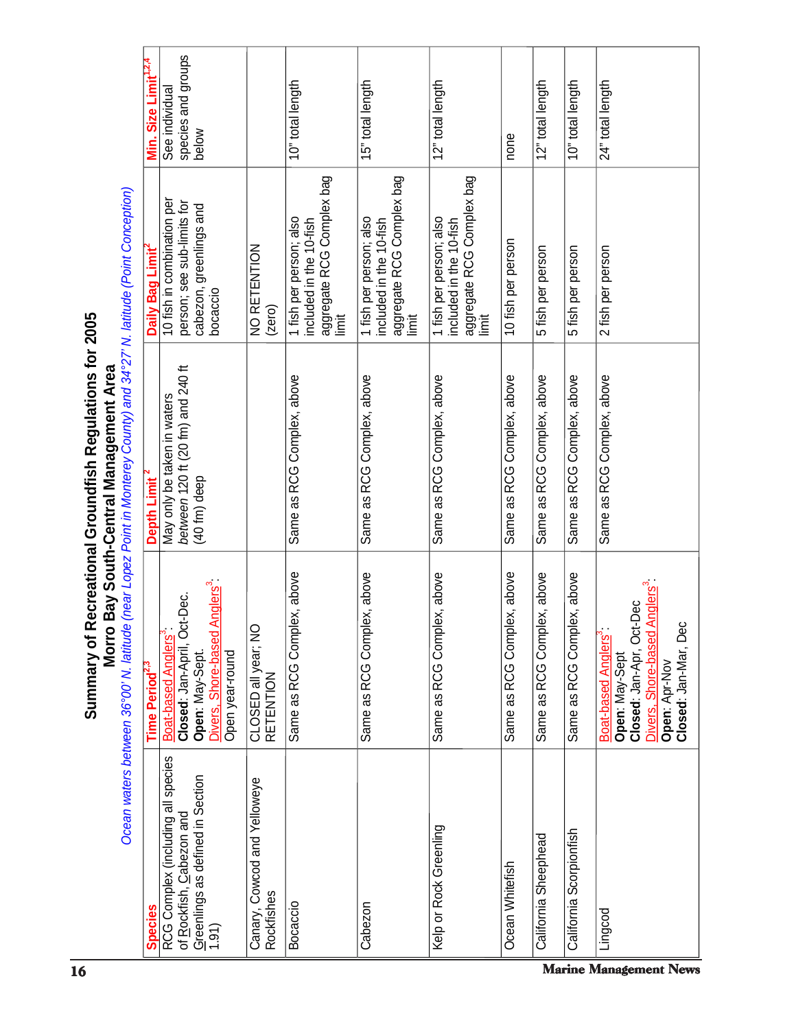# Summary of Recreational Groundfish Regulations for 2005

## Morro Bay South-Central Management Area

*Ocean waters between 36°00' N. latitude (near Lopez Point in Monterey County) and 34°27' N. latitude (Point Conception)*

| Species | Time Period[2,3] | Depth Limit[2] | Daily Bag Limit[2] | Min. Size Limit[1,2,4] |
|---|---|---|---|---|
| RCG Complex (including all species of Rockfish, Cabezon and Greenlings as defined in Section 1.91) | Boat-based Anglers[3]: **Closed**: Jan-April, Oct-Dec. **Open**: May-Sept. Divers, Shore-based Anglers[3]: Open year-round | May only be taken in waters *between* 120 ft (20 fm) and 240 ft (40 fm) deep | 10 fish in combination per person; see sub-limits for cabezon, greenlings and bocaccio | See individual species and groups below |
| Canary, Cowcod and Yelloweye Rockfishes | CLOSED all year; NO RETENTION | | NO RETENTION (zero) | |
| Bocaccio | Same as RCG Complex, above | Same as RCG Complex, above | 1 fish per person; also included in the 10-fish aggregate RCG Complex bag limit | 10" total length |
| Cabezon | Same as RCG Complex, above | Same as RCG Complex, above | 1 fish per person; also included in the 10-fish aggregate RCG Complex bag limit | 15" total length |
| Kelp or Rock Greenling | Same as RCG Complex, above | Same as RCG Complex, above | 1 fish per person; also included in the 10-fish aggregate RCG Complex bag limit | 12" total length |
| Ocean Whitefish | Same as RCG Complex, above | Same as RCG Complex, above | 10 fish per person | none |
| California Sheephead | Same as RCG Complex, above | Same as RCG Complex, above | 5 fish per person | 12" total length |
| California Scorpionfish | Same as RCG Complex, above | Same as RCG Complex, above | 5 fish per person | 10" total length |
| Lingcod | Boat-based Anglers[3]: **Open**: May-Sept **Closed**: Jan-Apr, Oct-Dec Divers, Shore-based Anglers[3]: **Open**: Apr-Nov **Closed**: Jan-Mar, Dec | Same as RCG Complex, above | 2 fish per person | 24" total length |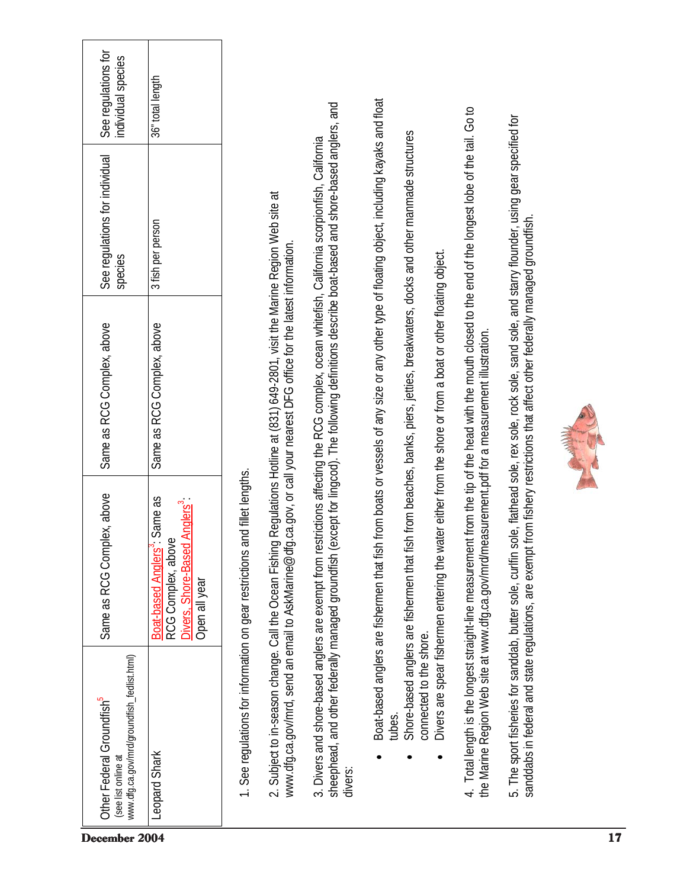| Other Federal Groundfish[5] (see list online at www.dfg.ca.gov/mrd/groundfish_fedlist.html) | Same as RCG Complex, above | Same as RCG Complex, above | See regulations for individual species | See regulations for individual species |
|---|---|---|---|---|
| Leopard Shark | Boat-based Anglers[3]: Same as RCG Complex, above Divers, Shore-Based Anglers[3]: Open all year | Same as RCG Complex, above | 3 fish per person | 36" total length |

1. See regulations for information on gear restrictions and fillet lengths.

2. Subject to in-season change. Call the Ocean Fishing Regulations Hotline at (831) 649-2801, visit the Marine Region Web site at www.dfg.ca.gov/mrd, send an email to AskMarine@dfg.ca.gov, or call your nearest DFG office for the latest information.

3. Divers and shore-based anglers are exempt from restrictions affecting the RCG complex, ocean whitefish, California scorpionfish, California sheephead, and other federally managed groundfish (except for lingcod). The following definitions describe boat-based and shore-based anglers, and divers:

- Boat-based anglers are fishermen that fish from boats or vessels of any size or any other type of floating object, including kayaks and float tubes.
- Shore-based anglers are fishermen that fish from beaches, banks, piers, jetties, breakwaters, docks and other manmade structures connected to the shore.
- Divers are spear fishermen entering the water either from the shore or from a boat or other floating object.

4. Total length is the longest straight-line measurement from the tip of the head with the mouth closed to the end of the longest lobe of the tail. Go to the Marine Region Web site at www.dfg.ca.gov/mrd/measurement.pdf for a measurement illustration.

5. The sport fisheries for sanddab, butter sole, curlfin sole, flathead sole, rex sole, rock sole, sand sole, and starry flounder, using gear specified for sanddabs in federal and state regulations, are exempt from fishery restrictions that affect other federally managed groundfish.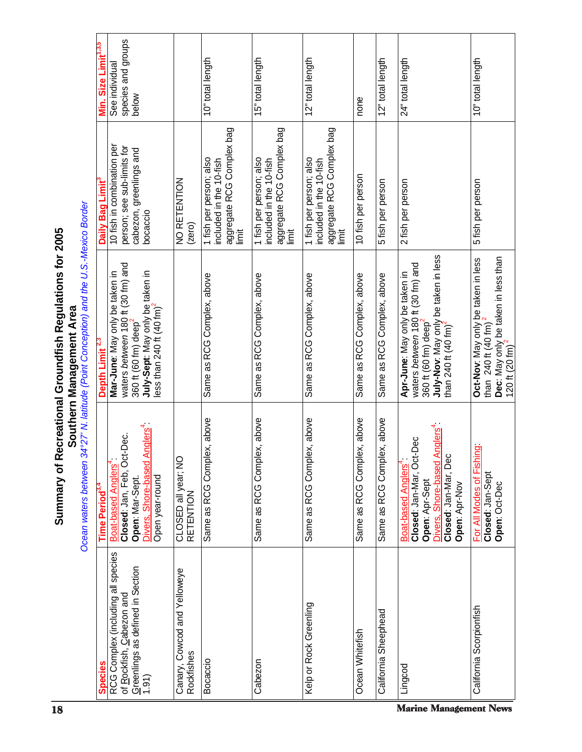# Summary of Recreational Groundfish Regulations for 2005

## Southern Management Area

*Ocean waters between 34°27' N. latitude (Point Conception) and the U.S.-Mexico Border*

| Species | Time Period[3,4] | Depth Limit[2,3] | Daily Bag Limit[3] | Min. Size Limit[1,3,5] |
|---|---|---|---|---|
| RCG Complex (including all species of Rockfish, Cabezon and Greenlings as defined in Section 1.91) | Boat-based Anglers[4]: **Closed**: Jan, Feb, Oct-Dec. **Open**: Mar-Sept. Divers, Shore-based Anglers[4]: Open year-round | **Mar-June**: May only be taken in waters *between* 180 ft (30 fm) and 360 ft (60 fm) deep[2] **July-Sept**: May only be taken in less than 240 ft (40 fm)[2] | 10 fish in combination per person; see sub-limits for cabezon, greenlings and bocaccio | See individual species and groups below |
| Canary, Cowcod and Yelloweye Rockfishes | CLOSED all year; NO RETENTION | | NO RETENTION (zero) | |
| Bocaccio | Same as RCG Complex, above | Same as RCG Complex, above | 1 fish per person; also included in the 10-fish aggregate RCG Complex bag limit | 10" total length |
| Cabezon | Same as RCG Complex, above | Same as RCG Complex, above | 1 fish per person; also included in the 10-fish aggregate RCG Complex bag limit | 15" total length |
| Kelp or Rock Greenling | Same as RCG Complex, above | Same as RCG Complex, above | 1 fish per person; also included in the 10-fish aggregate RCG Complex bag limit | 12" total length |
| Ocean Whitefish | Same as RCG Complex, above | Same as RCG Complex, above | 10 fish per person | none |
| California Sheephead | Same as RCG Complex, above | Same as RCG Complex, above | 5 fish per person | 12" total length |
| Lingcod | Boat-based Anglers[4]: **Closed**: Jan-Mar, Oct-Dec **Open**: Apr-Sept Divers, Shore-based Anglers[4]: **Closed**: Jan-Mar, Dec **Open**: Apr-Nov | **Apr-June**: May only be taken in waters *between* 180 ft (30 fm) and 360 ft (60 fm) deep[2] **July-Nov**: May only be taken in less than 240 ft (40 fm)[2] | 2 fish per person | 24" total length |
| California Scorpionfish | For All Modes of Fishing: **Closed**: Jan-Sept **Open**: Oct-Dec | **Oct-Nov**: May only be taken in less than 240 ft (40 fm)[2] **Dec**: May only be taken in less than 120 ft (20 fm)[2] | 5 fish per person | 10" total length |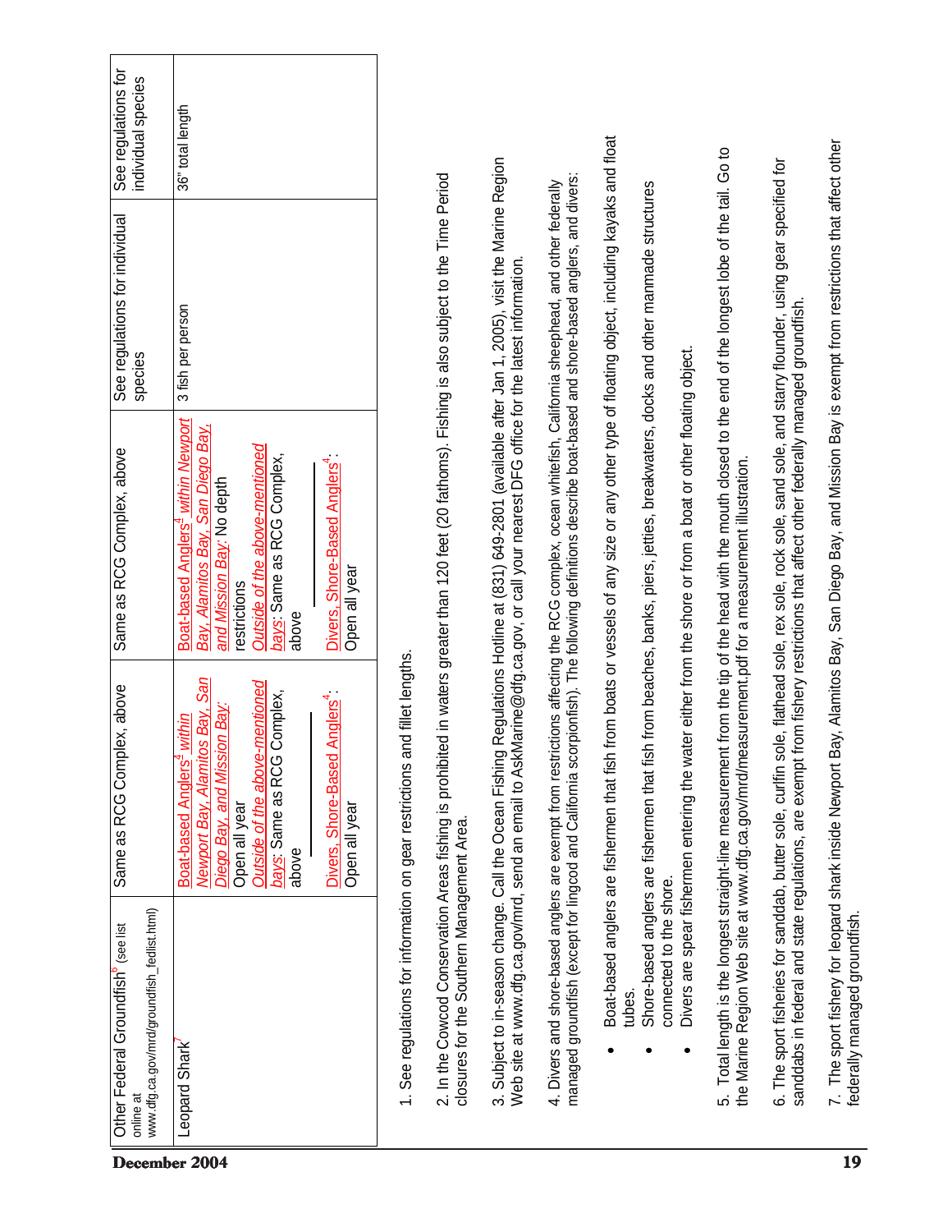| Other Federal Groundfish[6] (see list online at www.dfg.ca.gov/mrd/groundfish_fedlist.html) | Same as RCG Complex, above | Same as RCG Complex, above | See regulations for individual species | See regulations for individual species |
|---|---|---|---|---|
| Leopard Shark[7] | Boat-based Anglers[4] within Newport Bay, Alamitos Bay, San Diego Bay, and Mission Bay: Open all year<br>Outside of the above-mentioned bays: Same as RCG Complex, above<br>\_\_\_\_\_\_\_\_<br>Divers, Shore-Based Anglers[4]: Open all year | Boat-based Anglers[4] within Newport Bay, Alamitos Bay, San Diego Bay, and Mission Bay: No depth restrictions<br>Outside of the above-mentioned bays: Same as RCG Complex, above<br>\_\_\_\_\_\_\_\_<br>Divers, Shore-Based Anglers[4]: Open all year | 3 fish per person | 36" total length |

1. See regulations for information on gear restrictions and fillet lengths.

2. In the Cowcod Conservation Areas fishing is prohibited in waters greater than 120 feet (20 fathoms). Fishing is also subject to the Time Period closures for the Southern Management Area.

3. Subject to in-season change. Call the Ocean Fishing Regulations Hotline at (831) 649-2801 (available after Jan 1, 2005), visit the Marine Region Web site at www.dfg.ca.gov/mrd, send an email to AskMarine@dfg.ca.gov, or call your nearest DFG office for the latest information.

4. Divers and shore-based anglers are exempt from restrictions affecting the RCG complex, ocean whitefish, California sheephead, and other federally managed groundfish (except for lingcod and California scorpionfish). The following definitions describe boat-based and shore-based anglers, and divers:

- Boat-based anglers are fishermen that fish from boats or vessels of any size or any other type of floating object, including kayaks and float tubes.
- Shore-based anglers are fishermen that fish from beaches, banks, piers, jetties, breakwaters, docks and other manmade structures connected to the shore.
- Divers are spear fishermen entering the water either from the shore or from a boat or other floating object.

5. Total length is the longest straight-line measurement from the tip of the head with the mouth closed to the end of the longest lobe of the tail. Go to the Marine Region Web site at www.dfg.ca.gov/mrd/measurement.pdf for a measurement illustration.

6. The sport fisheries for sanddab, butter sole, curlfin sole, flathead sole, rex sole, rock sole, sand sole, and starry flounder, using gear specified for sanddabs in federal and state regulations, are exempt from fishery restrictions that affect other federally managed groundfish.

7. The sport fishery for leopard shark inside Newport Bay, Alamitos Bay, San Diego Bay, and Mission Bay is exempt from restrictions that affect other federally managed groundfish.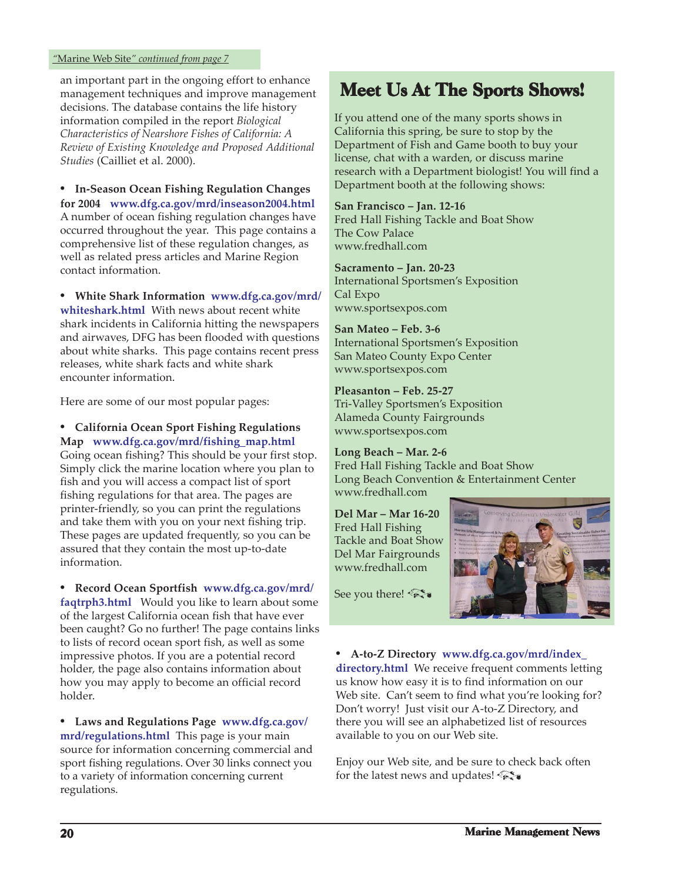*"Marine Web Site" continued from page 7*

an important part in the ongoing effort to enhance management techniques and improve management decisions. The database contains the life history information compiled in the report *Biological Characteristics of Nearshore Fishes of California: A Review of Existing Knowledge and Proposed Additional Studies* (Cailliet et al. 2000).

- **In-Season Ocean Fishing Regulation Changes for 2004** **www.dfg.ca.gov/mrd/inseason2004.html** A number of ocean fishing regulation changes have occurred throughout the year. This page contains a comprehensive list of these regulation changes, as well as related press articles and Marine Region contact information.

- **White Shark Information** **www.dfg.ca.gov/mrd/whiteshark.html** With news about recent white shark incidents in California hitting the newspapers and airwaves, DFG has been flooded with questions about white sharks. This page contains recent press releases, white shark facts and white shark encounter information.

Here are some of our most popular pages:

- **California Ocean Sport Fishing Regulations Map** **www.dfg.ca.gov/mrd/fishing_map.html** Going ocean fishing? This should be your first stop. Simply click the marine location where you plan to fish and you will access a compact list of sport fishing regulations for that area. The pages are printer-friendly, so you can print the regulations and take them with you on your next fishing trip. These pages are updated frequently, so you can be assured that they contain the most up-to-date information.

- **Record Ocean Sportfish** **www.dfg.ca.gov/mrd/faqtrph3.html** Would you like to learn about some of the largest California ocean fish that have ever been caught? Go no further! The page contains links to lists of record ocean sport fish, as well as some impressive photos. If you are a potential record holder, the page also contains information about how you may apply to become an official record holder.

- **Laws and Regulations Page** **www.dfg.ca.gov/mrd/regulations.html** This page is your main source for information concerning commercial and sport fishing regulations. Over 30 links connect you to a variety of information concerning current regulations.

- **A-to-Z Directory** **www.dfg.ca.gov/mrd/index_directory.html** We receive frequent comments letting us know how easy it is to find information on our Web site. Can't seem to find what you're looking for? Don't worry! Just visit our A-to-Z Directory, and there you will see an alphabetized list of resources available to you on our Web site.

Enjoy our Web site, and be sure to check back often for the latest news and updates!

## Meet Us At The Sports Shows!

If you attend one of the many sports shows in California this spring, be sure to stop by the Department of Fish and Game booth to buy your license, chat with a warden, or discuss marine research with a Department biologist! You will find a Department booth at the following shows:

**San Francisco – Jan. 12-16**
Fred Hall Fishing Tackle and Boat Show
The Cow Palace
www.fredhall.com

**Sacramento – Jan. 20-23**
International Sportsmen's Exposition
Cal Expo
www.sportsexpos.com

**San Mateo – Feb. 3-6**
International Sportsmen's Exposition
San Mateo County Expo Center
www.sportsexpos.com

**Pleasanton – Feb. 25-27**
Tri-Valley Sportsmen's Exposition
Alameda County Fairgrounds
www.sportsexpos.com

**Long Beach – Mar. 2-6**
Fred Hall Fishing Tackle and Boat Show
Long Beach Convention & Entertainment Center
www.fredhall.com

**Del Mar – Mar 16-20**
Fred Hall Fishing Tackle and Boat Show
Del Mar Fairgrounds
www.fredhall.com

See you there!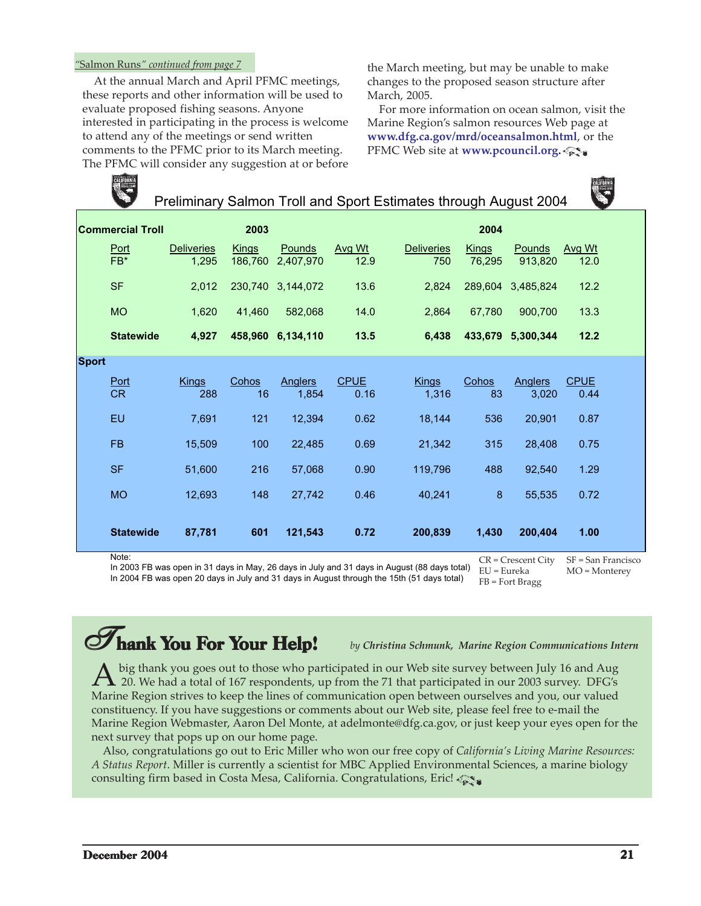*"Salmon Runs" continued from page 7*

At the annual March and April PFMC meetings, these reports and other information will be used to evaluate proposed fishing seasons. Anyone interested in participating in the process is welcome to attend any of the meetings or send written comments to the PFMC prior to its March meeting. The PFMC will consider any suggestion at or before the March meeting, but may be unable to make changes to the proposed season structure after March, 2005.

For more information on ocean salmon, visit the Marine Region's salmon resources Web page at **www.dfg.ca.gov/mrd/oceansalmon.html**, or the PFMC Web site at **www.pcouncil.org.**

## Preliminary Salmon Troll and Sport Estimates through August 2004

**Commercial Troll**

| Port | 2003 Deliveries | 2003 Kings | 2003 Pounds | 2003 Avg Wt | 2004 Deliveries | 2004 Kings | 2004 Pounds | 2004 Avg Wt |
|---|---|---|---|---|---|---|---|---|
| FB* | 1,295 | 186,760 | 2,407,970 | 12.9 | 750 | 76,295 | 913,820 | 12.0 |
| SF | 2,012 | 230,740 | 3,144,072 | 13.6 | 2,824 | 289,604 | 3,485,824 | 12.2 |
| MO | 1,620 | 41,460 | 582,068 | 14.0 | 2,864 | 67,780 | 900,700 | 13.3 |
| **Statewide** | **4,927** | **458,960** | **6,134,110** | **13.5** | **6,438** | **433,679** | **5,300,344** | **12.2** |

**Sport**

| Port | 2003 Kings | 2003 Cohos | 2003 Anglers | 2003 CPUE | 2004 Kings | 2004 Cohos | 2004 Anglers | 2004 CPUE |
|---|---|---|---|---|---|---|---|---|
| CR | 288 | 16 | 1,854 | 0.16 | 1,316 | 83 | 3,020 | 0.44 |
| EU | 7,691 | 121 | 12,394 | 0.62 | 18,144 | 536 | 20,901 | 0.87 |
| FB | 15,509 | 100 | 22,485 | 0.69 | 21,342 | 315 | 28,408 | 0.75 |
| SF | 51,600 | 216 | 57,068 | 0.90 | 119,796 | 488 | 92,540 | 1.29 |
| MO | 12,693 | 148 | 27,742 | 0.46 | 40,241 | 8 | 55,535 | 0.72 |
| **Statewide** | **87,781** | **601** | **121,543** | **0.72** | **200,839** | **1,430** | **200,404** | **1.00** |

Note:
In 2003 FB was open in 31 days in May, 26 days in July and 31 days in August (88 days total)
In 2004 FB was open 20 days in July and 31 days in August through the 15th (51 days total)

CR = Crescent City
EU = Eureka
FB = Fort Bragg
SF = San Francisco
MO = Monterey

## Thank You For Your Help!

*by Christina Schmunk, Marine Region Communications Intern*

A big thank you goes out to those who participated in our Web site survey between July 16 and Aug 20. We had a total of 167 respondents, up from the 71 that participated in our 2003 survey. DFG's Marine Region strives to keep the lines of communication open between ourselves and you, our valued constituency. If you have suggestions or comments about our Web site, please feel free to e-mail the Marine Region Webmaster, Aaron Del Monte, at adelmonte@dfg.ca.gov, or just keep your eyes open for the next survey that pops up on our home page.

Also, congratulations go out to Eric Miller who won our free copy of *California's Living Marine Resources: A Status Report*. Miller is currently a scientist for MBC Applied Environmental Sciences, a marine biology consulting firm based in Costa Mesa, California. Congratulations, Eric!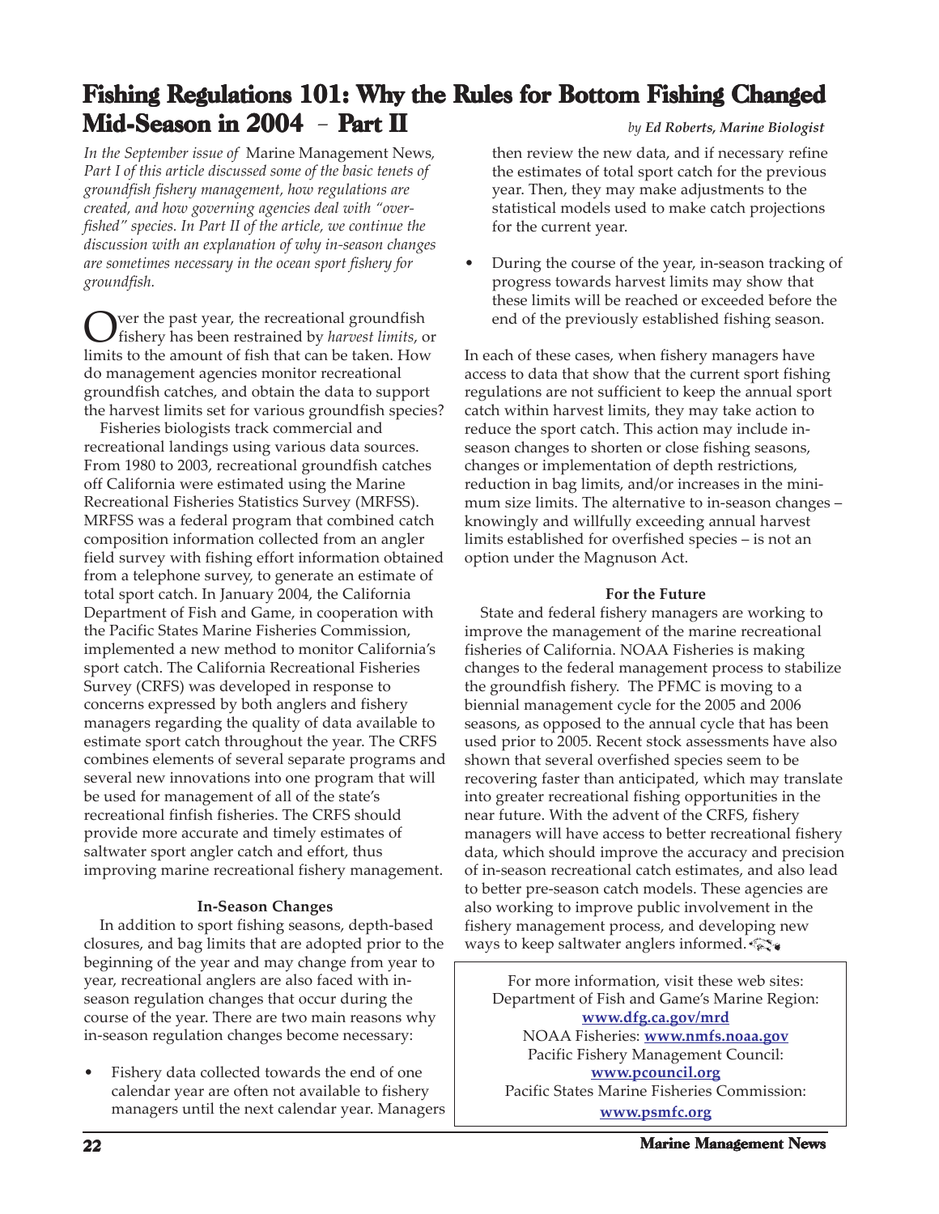# Fishing Regulations 101: Why the Rules for Bottom Fishing Changed Mid-Season in 2004 – Part II

*by Ed Roberts, Marine Biologist*

*In the September issue of* Marine Management News, *Part I of this article discussed some of the basic tenets of groundfish fishery management, how regulations are created, and how governing agencies deal with "overfished" species. In Part II of the article, we continue the discussion with an explanation of why in-season changes are sometimes necessary in the ocean sport fishery for groundfish.*

Over the past year, the recreational groundfish fishery has been restrained by *harvest limits*, or limits to the amount of fish that can be taken. How do management agencies monitor recreational groundfish catches, and obtain the data to support the harvest limits set for various groundfish species?

Fisheries biologists track commercial and recreational landings using various data sources. From 1980 to 2003, recreational groundfish catches off California were estimated using the Marine Recreational Fisheries Statistics Survey (MRFSS). MRFSS was a federal program that combined catch composition information collected from an angler field survey with fishing effort information obtained from a telephone survey, to generate an estimate of total sport catch. In January 2004, the California Department of Fish and Game, in cooperation with the Pacific States Marine Fisheries Commission, implemented a new method to monitor California's sport catch. The California Recreational Fisheries Survey (CRFS) was developed in response to concerns expressed by both anglers and fishery managers regarding the quality of data available to estimate sport catch throughout the year. The CRFS combines elements of several separate programs and several new innovations into one program that will be used for management of all of the state's recreational finfish fisheries. The CRFS should provide more accurate and timely estimates of saltwater sport angler catch and effort, thus improving marine recreational fishery management.

### In-Season Changes

In addition to sport fishing seasons, depth-based closures, and bag limits that are adopted prior to the beginning of the year and may change from year to year, recreational anglers are also faced with in-season regulation changes that occur during the course of the year. There are two main reasons why in-season regulation changes become necessary:

- Fishery data collected towards the end of one calendar year are often not available to fishery managers until the next calendar year. Managers then review the new data, and if necessary refine the estimates of total sport catch for the previous year. Then, they may make adjustments to the statistical models used to make catch projections for the current year.
- During the course of the year, in-season tracking of progress towards harvest limits may show that these limits will be reached or exceeded before the end of the previously established fishing season.

In each of these cases, when fishery managers have access to data that show that the current sport fishing regulations are not sufficient to keep the annual sport catch within harvest limits, they may take action to reduce the sport catch. This action may include in-season changes to shorten or close fishing seasons, changes or implementation of depth restrictions, reduction in bag limits, and/or increases in the minimum size limits. The alternative to in-season changes – knowingly and willfully exceeding annual harvest limits established for overfished species – is not an option under the Magnuson Act.

### For the Future

State and federal fishery managers are working to improve the management of the marine recreational fisheries of California. NOAA Fisheries is making changes to the federal management process to stabilize the groundfish fishery. The PFMC is moving to a biennial management cycle for the 2005 and 2006 seasons, as opposed to the annual cycle that has been used prior to 2005. Recent stock assessments have also shown that several overfished species seem to be recovering faster than anticipated, which may translate into greater recreational fishing opportunities in the near future. With the advent of the CRFS, fishery managers will have access to better recreational fishery data, which should improve the accuracy and precision of in-season recreational catch estimates, and also lead to better pre-season catch models. These agencies are also working to improve public involvement in the fishery management process, and developing new ways to keep saltwater anglers informed.

For more information, visit these web sites:
Department of Fish and Game's Marine Region: **www.dfg.ca.gov/mrd**
NOAA Fisheries: **www.nmfs.noaa.gov**
Pacific Fishery Management Council: **www.pcouncil.org**
Pacific States Marine Fisheries Commission: **www.psmfc.org**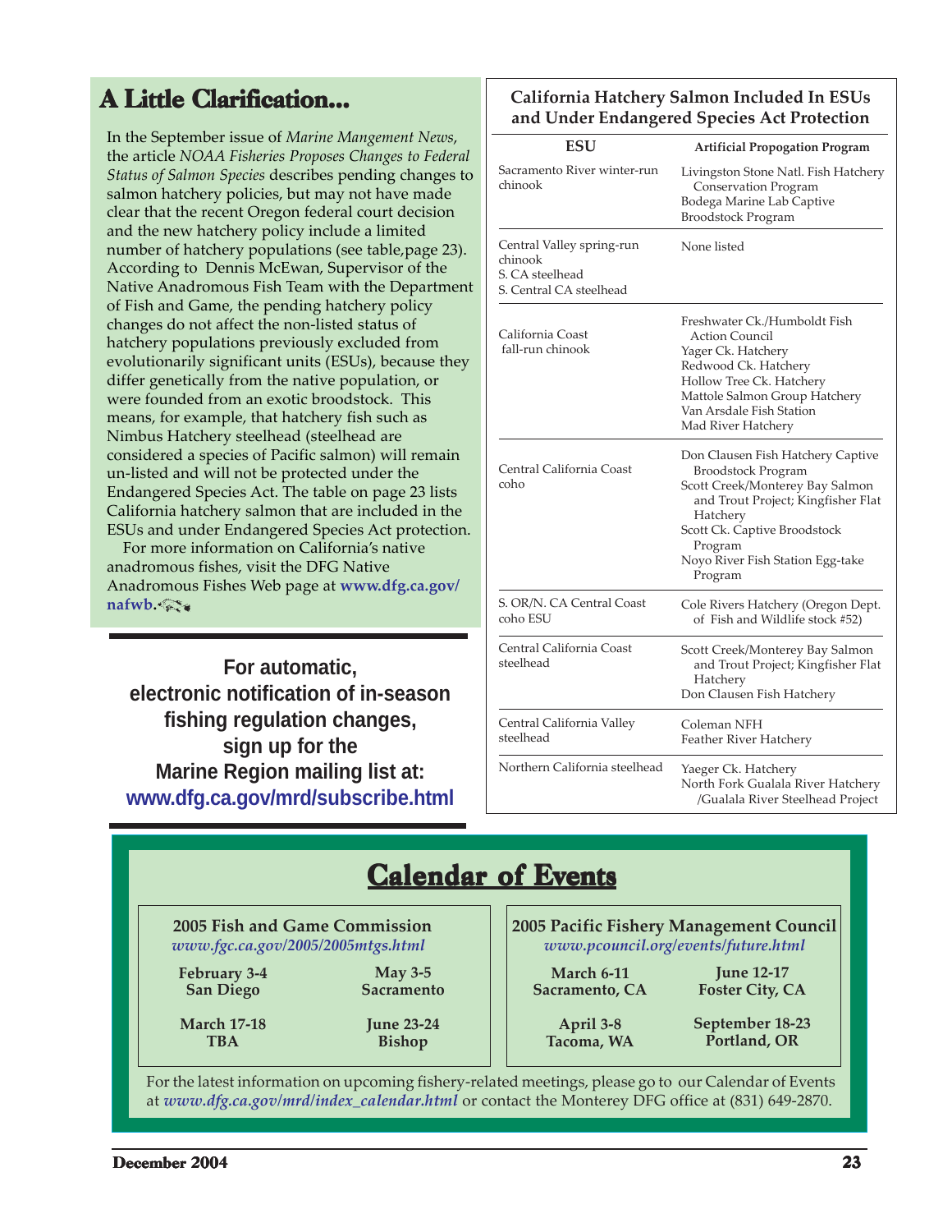## A Little Clarification...

In the September issue of *Marine Mangement News*, the article *NOAA Fisheries Proposes Changes to Federal Status of Salmon Species* describes pending changes to salmon hatchery policies, but may not have made clear that the recent Oregon federal court decision and the new hatchery policy include a limited number of hatchery populations (see table,page 23). According to Dennis McEwan, Supervisor of the Native Anadromous Fish Team with the Department of Fish and Game, the pending hatchery policy changes do not affect the non-listed status of hatchery populations previously excluded from evolutionarily significant units (ESUs), because they differ genetically from the native population, or were founded from an exotic broodstock. This means, for example, that hatchery fish such as Nimbus Hatchery steelhead (steelhead are considered a species of Pacific salmon) will remain un-listed and will not be protected under the Endangered Species Act. The table on page 23 lists California hatchery salmon that are included in the ESUs and under Endangered Species Act protection.

For more information on California's native anadromous fishes, visit the DFG Native Anadromous Fishes Web page at **www.dfg.ca.gov/nafwb.**

**For automatic, electronic notification of in-season fishing regulation changes, sign up for the Marine Region mailing list at: www.dfg.ca.gov/mrd/subscribe.html**

### California Hatchery Salmon Included In ESUs and Under Endangered Species Act Protection

| ESU | Artificial Propogation Program |
|---|---|
| Sacramento River winter-run chinook | Livingston Stone Natl. Fish Hatchery Conservation Program<br>Bodega Marine Lab Captive Broodstock Program |
| Central Valley spring-run chinook<br>S. CA steelhead<br>S. Central CA steelhead | None listed |
| California Coast fall-run chinook | Freshwater Ck./Humboldt Fish Action Council<br>Yager Ck. Hatchery<br>Redwood Ck. Hatchery<br>Hollow Tree Ck. Hatchery<br>Mattole Salmon Group Hatchery<br>Van Arsdale Fish Station<br>Mad River Hatchery |
| Central California Coast coho | Don Clausen Fish Hatchery Captive Broodstock Program<br>Scott Creek/Monterey Bay Salmon and Trout Project; Kingfisher Flat Hatchery<br>Scott Ck. Captive Broodstock Program<br>Noyo River Fish Station Egg-take Program |
| S. OR/N. CA Central Coast coho ESU | Cole Rivers Hatchery (Oregon Dept. of Fish and Wildlife stock #52) |
| Central California Coast steelhead | Scott Creek/Monterey Bay Salmon and Trout Project; Kingfisher Flat Hatchery<br>Don Clausen Fish Hatchery |
| Central California Valley steelhead | Coleman NFH<br>Feather River Hatchery |
| Northern California steelhead | Yaeger Ck. Hatchery<br>North Fork Gualala River Hatchery /Gualala River Steelhead Project |

## Calendar of Events

**2005 Fish and Game Commission**
*www.fgc.ca.gov/2005/2005mtgs.html*

| | |
|---|---|
| **February 3-4**<br>**San Diego** | **May 3-5**<br>**Sacramento** |
| **March 17-18**<br>**TBA** | **June 23-24**<br>**Bishop** |

**2005 Pacific Fishery Management Council**
*www.pcouncil.org/events/future.html*

| | |
|---|---|
| **March 6-11**<br>**Sacramento, CA** | **June 12-17**<br>**Foster City, CA** |
| **April 3-8**<br>**Tacoma, WA** | **September 18-23**<br>**Portland, OR** |

For the latest information on upcoming fishery-related meetings, please go to our Calendar of Events at *www.dfg.ca.gov/mrd/index_calendar.html* or contact the Monterey DFG office at (831) 649-2870.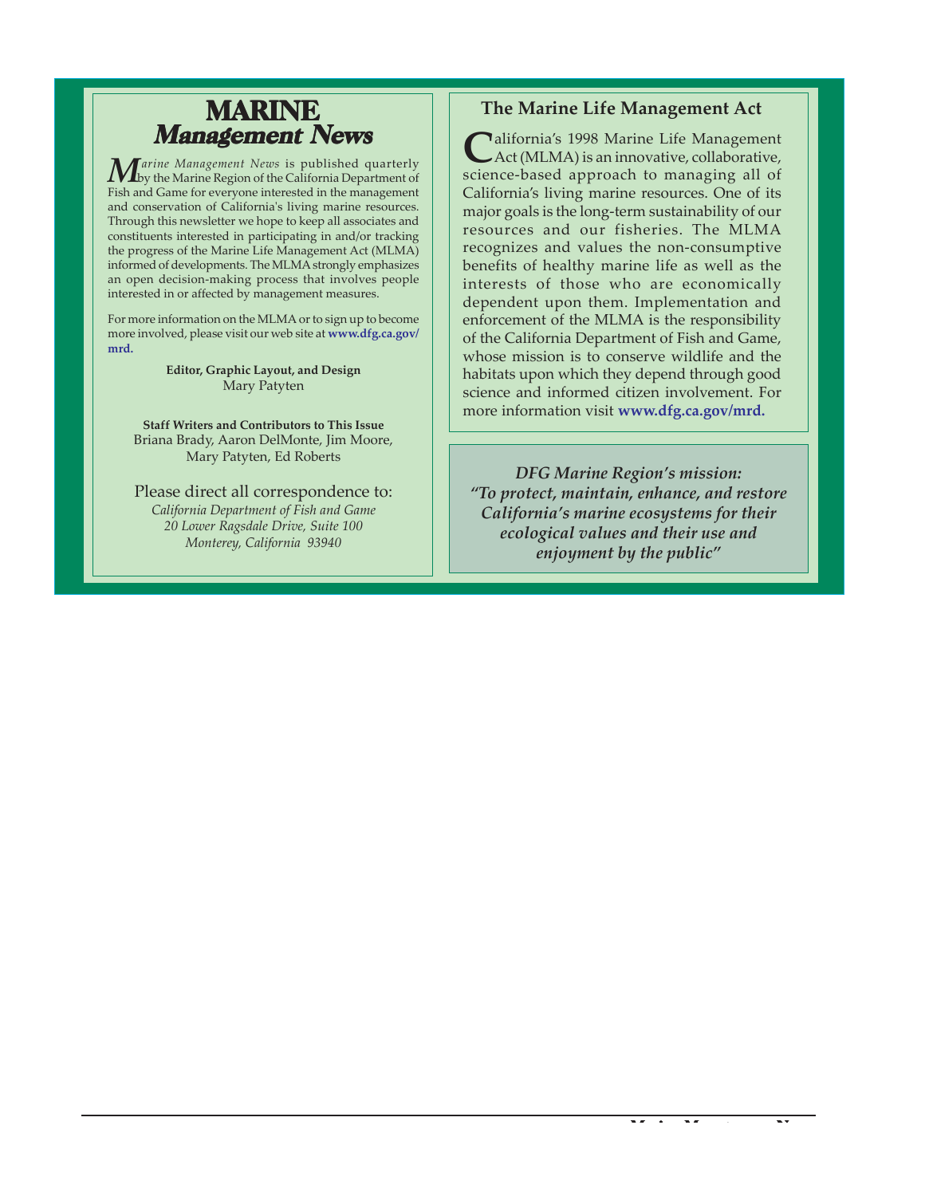# MARINE
## *Management News*

*Marine Management News* is published quarterly by the Marine Region of the California Department of Fish and Game for everyone interested in the management and conservation of California's living marine resources. Through this newsletter we hope to keep all associates and constituents interested in participating in and/or tracking the progress of the Marine Life Management Act (MLMA) informed of developments. The MLMA strongly emphasizes an open decision-making process that involves people interested in or affected by management measures.

For more information on the MLMA or to sign up to become more involved, please visit our web site at **www.dfg.ca.gov/mrd.**

**Editor, Graphic Layout, and Design**
Mary Patyten

**Staff Writers and Contributors to This Issue**
Briana Brady, Aaron DelMonte, Jim Moore, Mary Patyten, Ed Roberts

Please direct all correspondence to:
*California Department of Fish and Game*
*20 Lower Ragsdale Drive, Suite 100*
*Monterey, California 93940*

## The Marine Life Management Act

California's 1998 Marine Life Management Act (MLMA) is an innovative, collaborative, science-based approach to managing all of California's living marine resources. One of its major goals is the long-term sustainability of our resources and our fisheries. The MLMA recognizes and values the non-consumptive benefits of healthy marine life as well as the interests of those who are economically dependent upon them. Implementation and enforcement of the MLMA is the responsibility of the California Department of Fish and Game, whose mission is to conserve wildlife and the habitats upon which they depend through good science and informed citizen involvement. For more information visit **www.dfg.ca.gov/mrd.**

***DFG Marine Region's mission:***
***"To protect, maintain, enhance, and restore California's marine ecosystems for their ecological values and their use and enjoyment by the public"***